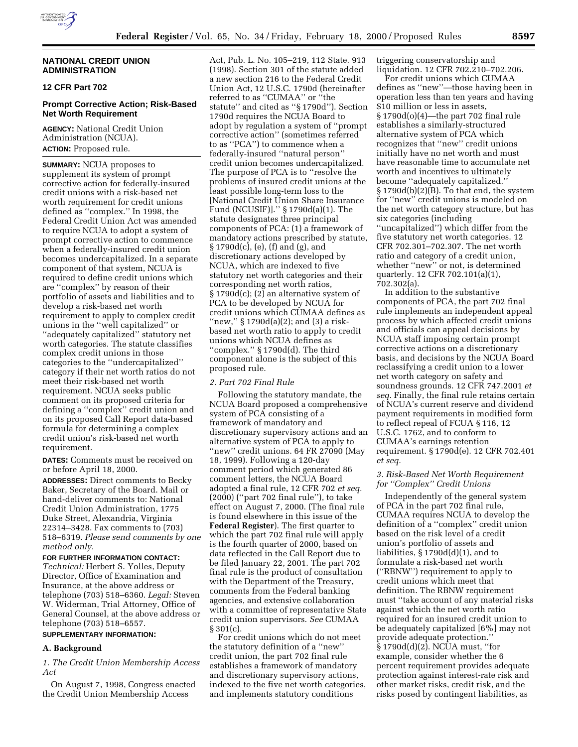## NATIONAL CREDIT UNION ADMINISTRATION

### 12 CFR Part 702

### Prompt Corrective Action; Risk-Based Net Worth Requirement

**AGENCY:** National Credit Union Administration (NCUA).

**ACTION:** Proposed rule.

**SUMMARY:** NCUA proposes to supplement its system of prompt corrective action for federally-insured credit unions with a risk-based net worth requirement for credit unions defined as ''complex.'' In 1998, the Federal Credit Union Act was amended to require NCUA to adopt a system of prompt corrective action to commence when a federally-insured credit union becomes undercapitalized. In a separate component of that system, NCUA is required to define credit unions which are ''complex'' by reason of their portfolio of assets and liabilities and to develop a risk-based net worth requirement to apply to complex credit unions in the ''well capitalized'' or ''adequately capitalized'' statutory net worth categories. The statute classifies complex credit unions in those categories to the ''undercapitalized'' category if their net worth ratios do not meet their risk-based net worth requirement. NCUA seeks public comment on its proposed criteria for defining a ''complex'' credit union and on its proposed Call Report data-based formula for determining a complex credit union's risk-based net worth requirement.

**DATES:** Comments must be received on or before April 18, 2000.

**ADDRESSES:** Direct comments to Becky Baker, Secretary of the Board. Mail or hand-deliver comments to: National Credit Union Administration, 1775 Duke Street, Alexandria, Virginia 22314–3428. Fax comments to (703) 518–6319. *Please send comments by one method only.*

**FOR FURTHER INFORMATION CONTACT:** *Technical:* Herbert S. Yolles, Deputy Director, Office of Examination and Insurance, at the above address or telephone (703) 518–6360. *Legal:* Steven W. Widerman, Trial Attorney, Office of General Counsel, at the above address or telephone (703) 518–6557.

**SUPPLEMENTARY INFORMATION:**

### A. Background

*1. The Credit Union Membership Access Act*

On August 7, 1998, Congress enacted the Credit Union Membership Access Act, Pub. L. No. 105–219, 112 State. 913 (1998). Section 301 of the statute added a new section 216 to the Federal Credit Union Act, 12 U.S.C. 1790d (hereinafter referred to as ''CUMAA'' or ''the statute'' and cited as ''§ 1790d''). Section 1790d requires the NCUA Board to adopt by regulation a system of ''prompt corrective action'' (sometimes referred to as ''PCA'') to commence when a federally-insured ''natural person'' credit union becomes undercapitalized. The purpose of PCA is to ''resolve the problems of insured credit unions at the least possible long-term loss to the [National Credit Union Share Insurance Fund (NCUSIF)].'' § 1790d(a)(1). The statute designates three principal components of PCA: (1) a framework of mandatory actions prescribed by statute, § 1790d(c), (e), (f) and (g), and discretionary actions developed by NCUA, which are indexed to five statutory net worth categories and their corresponding net worth ratios, § 1790d(c); (2) an alternative system of PCA to be developed by NCUA for credit unions which CUMAA defines as ''new,'' § 1790d(a)(2); and (3) a risk-based net worth ratio to apply to credit unions which NCUA defines as ''complex.'' § 1790d(d). The third component alone is the subject of this proposed rule.

*2. Part 702 Final Rule*

Following the statutory mandate, the NCUA Board proposed a comprehensive system of PCA consisting of a framework of mandatory and discretionary supervisory actions and an alternative system of PCA to apply to ''new'' credit unions. 64 FR 27090 (May 18, 1999). Following a 120-day comment period which generated 86 comment letters, the NCUA Board adopted a final rule, 12 CFR 702 *et seq.* (2000) (''part 702 final rule''), to take effect on August 7, 2000. (The final rule is found elsewhere in this issue of the **Federal Register**). The first quarter to which the part 702 final rule will apply is the fourth quarter of 2000, based on data reflected in the Call Report due to be filed January 22, 2001. The part 702 final rule is the product of consultation with the Department of the Treasury, comments from the Federal banking agencies, and extensive collaboration with a committee of representative State credit union supervisors. *See* CUMAA § 301(c).

For credit unions which do not meet the statutory definition of a ''new'' credit union, the part 702 final rule establishes a framework of mandatory and discretionary supervisory actions, indexed to the five net worth categories, and implements statutory conditions triggering conservatorship and liquidation. 12 CFR 702.210–702.206.

For credit unions which CUMAA defines as ''new''—those having been in operation less than ten years and having $10 million or less in assets, § 1790d(o)(4)—the part 702 final rule establishes a similarly-structured alternative system of PCA which recognizes that ''new'' credit unions initially have no net worth and must have reasonable time to accumulate net worth and incentives to ultimately become ''adequately capitalized.'' § 1790d(b)(2)(B). To that end, the system for ''new'' credit unions is modeled on the net worth category structure, but has six categories (including ''uncapitalized'') which differ from the five statutory net worth categories. 12 CFR 702.301–702.307. The net worth ratio and category of a credit union, whether ''new'' or not, is determined quarterly. 12 CFR 702.101(a)(1), 702.302(a).

In addition to the substantive components of PCA, the part 702 final rule implements an independent appeal process by which affected credit unions and officials can appeal decisions by NCUA staff imposing certain prompt corrective actions on a discretionary basis, and decisions by the NCUA Board reclassifying a credit union to a lower net worth category on safety and soundness grounds. 12 CFR 747.2001 *et seq.* Finally, the final rule retains certain of NCUA's current reserve and dividend payment requirements in modified form to reflect repeal of FCUA § 116, 12 U.S.C. 1762, and to conform to CUMAA's earnings retention requirement. § 1790d(e). 12 CFR 702.401 *et seq.*

*3. Risk-Based Net Worth Requirement for ''Complex'' Credit Unions*

Independently of the general system of PCA in the part 702 final rule, CUMAA requires NCUA to develop the definition of a ''complex'' credit union based on the risk level of a credit union's portfolio of assets and liabilities, § 1790d(d)(1), and to formulate a risk-based net worth (''RBNW'') requirement to apply to credit unions which meet that definition. The RBNW requirement must ''take account of any material risks against which the net worth ratio required for an insured credit union to be adequately capitalized [6%] may not provide adequate protection.'' § 1790d(d)(2). NCUA must, ''for example, consider whether the 6 percent requirement provides adequate protection against interest-rate risk and other market risks, credit risk, and the risks posed by contingent liabilities, as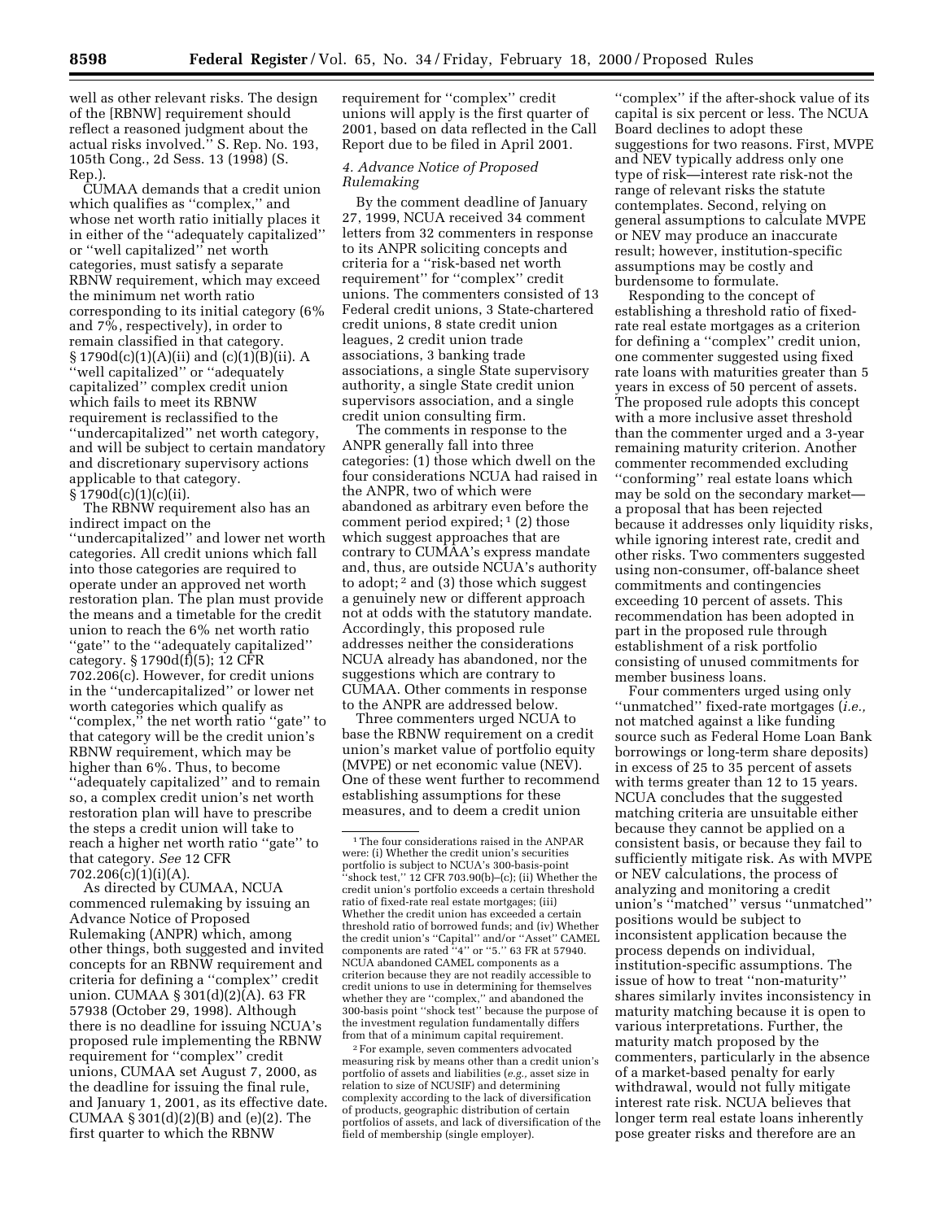well as other relevant risks. The design of the [RBNW] requirement should reflect a reasoned judgment about the actual risks involved.'' S. Rep. No. 193, 105th Cong., 2d Sess. 13 (1998) (S. Rep.).

CUMAA demands that a credit union which qualifies as ''complex,'' and whose net worth ratio initially places it in either of the ''adequately capitalized'' or ''well capitalized'' net worth categories, must satisfy a separate RBNW requirement, which may exceed the minimum net worth ratio corresponding to its initial category (6% and 7%, respectively), in order to remain classified in that category. § 1790d(c)(1)(A)(ii) and (c)(1)(B)(ii). A ''well capitalized'' or ''adequately capitalized'' complex credit union which fails to meet its RBNW requirement is reclassified to the ''undercapitalized'' net worth category, and will be subject to certain mandatory and discretionary supervisory actions applicable to that category. § 1790d(c)(1)(c)(ii).

The RBNW requirement also has an indirect impact on the ''undercapitalized'' and lower net worth categories. All credit unions which fall into those categories are required to operate under an approved net worth restoration plan. The plan must provide the means and a timetable for the credit union to reach the 6% net worth ratio ''gate'' to the ''adequately capitalized'' category. § 1790d(f)(5); 12 CFR 702.206(c). However, for credit unions in the ''undercapitalized'' or lower net worth categories which qualify as ''complex,'' the net worth ratio ''gate'' to that category will be the credit union's RBNW requirement, which may be higher than 6%. Thus, to become ''adequately capitalized'' and to remain so, a complex credit union's net worth restoration plan will have to prescribe the steps a credit union will take to reach a higher net worth ratio ''gate'' to that category. *See* 12 CFR 702.206(c)(1)(i)(A).

As directed by CUMAA, NCUA commenced rulemaking by issuing an Advance Notice of Proposed Rulemaking (ANPR) which, among other things, both suggested and invited concepts for an RBNW requirement and criteria for defining a ''complex'' credit union. CUMAA § 301(d)(2)(A). 63 FR 57938 (October 29, 1998). Although there is no deadline for issuing NCUA's proposed rule implementing the RBNW requirement for ''complex'' credit unions, CUMAA set August 7, 2000, as the deadline for issuing the final rule, and January 1, 2001, as its effective date. CUMAA § 301(d)(2)(B) and (e)(2). The first quarter to which the RBNW requirement for ''complex'' credit unions will apply is the first quarter of 2001, based on data reflected in the Call Report due to be filed in April 2001.

### *4. Advance Notice of Proposed Rulemaking*

By the comment deadline of January 27, 1999, NCUA received 34 comment letters from 32 commenters in response to its ANPR soliciting concepts and criteria for a ''risk-based net worth requirement'' for ''complex'' credit unions. The commenters consisted of 13 Federal credit unions, 3 State-chartered credit unions, 8 state credit union leagues, 2 credit union trade associations, 3 banking trade associations, a single State supervisory authority, a single State credit union supervisors association, and a single credit union consulting firm.

The comments in response to the ANPR generally fall into three categories: (1) those which dwell on the four considerations NCUA had raised in the ANPR, two of which were abandoned as arbitrary even before the comment period expired; [1] (2) those which suggest approaches that are contrary to CUMAA's express mandate and, thus, are outside NCUA's authority to adopt; [2] and (3) those which suggest a genuinely new or different approach not at odds with the statutory mandate. Accordingly, this proposed rule addresses neither the considerations NCUA already has abandoned, nor the suggestions which are contrary to CUMAA. Other comments in response to the ANPR are addressed below.

Three commenters urged NCUA to base the RBNW requirement on a credit union's market value of portfolio equity (MVPE) or net economic value (NEV). One of these went further to recommend establishing assumptions for these measures, and to deem a credit union ''complex'' if the after-shock value of its capital is six percent or less. The NCUA Board declines to adopt these suggestions for two reasons. First, MVPE and NEV typically address only one type of risk—interest rate risk-not the range of relevant risks the statute contemplates. Second, relying on general assumptions to calculate MVPE or NEV may produce an inaccurate result; however, institution-specific assumptions may be costly and burdensome to formulate.

Responding to the concept of establishing a threshold ratio of fixed-rate real estate mortgages as a criterion for defining a ''complex'' credit union, one commenter suggested using fixed rate loans with maturities greater than 5 years in excess of 50 percent of assets. The proposed rule adopts this concept with a more inclusive asset threshold than the commenter urged and a 3-year remaining maturity criterion. Another commenter recommended excluding ''conforming'' real estate loans which may be sold on the secondary market—a proposal that has been rejected because it addresses only liquidity risks, while ignoring interest rate, credit and other risks. Two commenters suggested using non-consumer, off-balance sheet commitments and contingencies exceeding 10 percent of assets. This recommendation has been adopted in part in the proposed rule through establishment of a risk portfolio consisting of unused commitments for member business loans.

Four commenters urged using only ''unmatched'' fixed-rate mortgages (*i.e.,* not matched against a like funding source such as Federal Home Loan Bank borrowings or long-term share deposits) in excess of 25 to 35 percent of assets with terms greater than 12 to 15 years. NCUA concludes that the suggested matching criteria are unsuitable either because they cannot be applied on a consistent basis, or because they fail to sufficiently mitigate risk. As with MVPE or NEV calculations, the process of analyzing and monitoring a credit union's ''matched'' versus ''unmatched'' positions would be subject to inconsistent application because the process depends on individual, institution-specific assumptions. The issue of how to treat ''non-maturity'' shares similarly invites inconsistency in maturity matching because it is open to various interpretations. Further, the maturity match proposed by the commenters, particularly in the absence of a market-based penalty for early withdrawal, would not fully mitigate interest rate risk. NCUA believes that longer term real estate loans inherently pose greater risks and therefore are an

---

[1] The four considerations raised in the ANPAR were: (i) Whether the credit union's securities portfolio is subject to NCUA's 300-basis-point ''shock test,'' 12 CFR 703.90(b)–(c); (ii) Whether the credit union's portfolio exceeds a certain threshold ratio of fixed-rate real estate mortgages; (iii) Whether the credit union has exceeded a certain threshold ratio of borrowed funds; and (iv) Whether the credit union's ''Capital'' and/or ''Asset'' CAMEL components are rated ''4'' or ''5.'' 63 FR at 57940. NCUA abandoned CAMEL components as a criterion because they are not readily accessible to credit unions to use in determining for themselves whether they are ''complex,'' and abandoned the 300-basis point ''shock test'' because the purpose of the investment regulation fundamentally differs from that of a minimum capital requirement.

[2] For example, seven commenters advocated measuring risk by means other than a credit union's portfolio of assets and liabilities (*e.g.,* asset size in relation to size of NCUSIF) and determining complexity according to the lack of diversification of products, geographic distribution of certain portfolios of assets, and lack of diversification of the field of membership (single employer).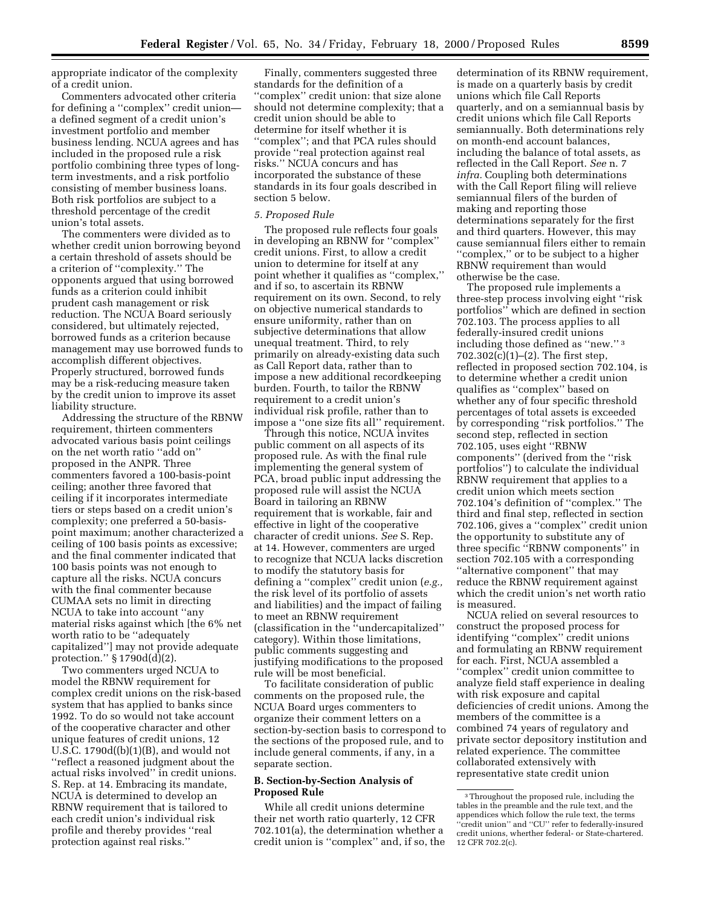appropriate indicator of the complexity of a credit union.

Commenters advocated other criteria for defining a ''complex'' credit union—a defined segment of a credit union's investment portfolio and member business lending. NCUA agrees and has included in the proposed rule a risk portfolio combining three types of long-term investments, and a risk portfolio consisting of member business loans. Both risk portfolios are subject to a threshold percentage of the credit union's total assets.

The commenters were divided as to whether credit union borrowing beyond a certain threshold of assets should be a criterion of ''complexity.'' The opponents argued that using borrowed funds as a criterion could inhibit prudent cash management or risk reduction. The NCUA Board seriously considered, but ultimately rejected, borrowed funds as a criterion because management may use borrowed funds to accomplish different objectives. Properly structured, borrowed funds may be a risk-reducing measure taken by the credit union to improve its asset liability structure.

Addressing the structure of the RBNW requirement, thirteen commenters advocated various basis point ceilings on the net worth ratio ''add on'' proposed in the ANPR. Three commenters favored a 100-basis-point ceiling; another three favored that ceiling if it incorporates intermediate tiers or steps based on a credit union's complexity; one preferred a 50-basis-point maximum; another characterized a ceiling of 100 basis points as excessive; and the final commenter indicated that 100 basis points was not enough to capture all the risks. NCUA concurs with the final commenter because CUMAA sets no limit in directing NCUA to take into account ''any material risks against which [the 6% net worth ratio to be ''adequately capitalized''] may not provide adequate protection.'' § 1790d(d)(2).

Two commenters urged NCUA to model the RBNW requirement for complex credit unions on the risk-based system that has applied to banks since 1992. To do so would not take account of the cooperative character and other unique features of credit unions, 12 U.S.C. 1790d((b)(1)(B), and would not ''reflect a reasoned judgment about the actual risks involved'' in credit unions. S. Rep. at 14. Embracing its mandate, NCUA is determined to develop an RBNW requirement that is tailored to each credit union's individual risk profile and thereby provides ''real protection against real risks.''

Finally, commenters suggested three standards for the definition of a ''complex'' credit union: that size alone should not determine complexity; that a credit union should be able to determine for itself whether it is ''complex''; and that PCA rules should provide ''real protection against real risks.'' NCUA concurs and has incorporated the substance of these standards in its four goals described in section 5 below.

*5. Proposed Rule*

The proposed rule reflects four goals in developing an RBNW for ''complex'' credit unions. First, to allow a credit union to determine for itself at any point whether it qualifies as ''complex,'' and if so, to ascertain its RBNW requirement on its own. Second, to rely on objective numerical standards to ensure uniformity, rather than on subjective determinations that allow unequal treatment. Third, to rely primarily on already-existing data such as Call Report data, rather than to impose a new additional recordkeeping burden. Fourth, to tailor the RBNW requirement to a credit union's individual risk profile, rather than to impose a ''one size fits all'' requirement.

Through this notice, NCUA invites public comment on all aspects of its proposed rule. As with the final rule implementing the general system of PCA, broad public input addressing the proposed rule will assist the NCUA Board in tailoring an RBNW requirement that is workable, fair and effective in light of the cooperative character of credit unions. *See* S. Rep. at 14. However, commenters are urged to recognize that NCUA lacks discretion to modify the statutory basis for defining a ''complex'' credit union (*e.g.,* the risk level of its portfolio of assets and liabilities) and the impact of failing to meet an RBNW requirement (classification in the ''undercapitalized'' category). Within those limitations, public comments suggesting and justifying modifications to the proposed rule will be most beneficial.

To facilitate consideration of public comments on the proposed rule, the NCUA Board urges commenters to organize their comment letters on a section-by-section basis to correspond to the sections of the proposed rule, and to include general comments, if any, in a separate section.

## B. Section-by-Section Analysis of Proposed Rule

While all credit unions determine their net worth ratio quarterly, 12 CFR 702.101(a), the determination whether a credit union is ''complex'' and, if so, the determination of its RBNW requirement, is made on a quarterly basis by credit unions which file Call Reports quarterly, and on a semiannual basis by credit unions which file Call Reports semiannually. Both determinations rely on month-end account balances, including the balance of total assets, as reflected in the Call Report. *See* n. 7 *infra.* Coupling both determinations with the Call Report filing will relieve semiannual filers of the burden of making and reporting those determinations separately for the first and third quarters. However, this may cause semiannual filers either to remain ''complex,'' or to be subject to a higher RBNW requirement than would otherwise be the case.

The proposed rule implements a three-step process involving eight ''risk portfolios'' which are defined in section 702.103. The process applies to all federally-insured credit unions including those defined as ''new.''[3] 702.302(c)(1)–(2). The first step, reflected in proposed section 702.104, is to determine whether a credit union qualifies as ''complex'' based on whether any of four specific threshold percentages of total assets is exceeded by corresponding ''risk portfolios.'' The second step, reflected in section 702.105, uses eight ''RBNW components'' (derived from the ''risk portfolios'') to calculate the individual RBNW requirement that applies to a credit union which meets section 702.104's definition of ''complex.'' The third and final step, reflected in section 702.106, gives a ''complex'' credit union the opportunity to substitute any of three specific ''RBNW components'' in section 702.105 with a corresponding ''alternative component'' that may reduce the RBNW requirement against which the credit union's net worth ratio is measured.

NCUA relied on several resources to construct the proposed process for identifying ''complex'' credit unions and formulating an RBNW requirement for each. First, NCUA assembled a ''complex'' credit union committee to analyze field staff experience in dealing with risk exposure and capital deficiencies of credit unions. Among the members of the committee is a combined 74 years of regulatory and private sector depository institution and related experience. The committee collaborated extensively with representative state credit union

[3] Throughout the proposed rule, including the tables in the preamble and the rule text, and the appendices which follow the rule text, the terms ''credit union'' and ''CU'' refer to federally-insured credit unions, wherther federal- or State-chartered. 12 CFR 702.2(c).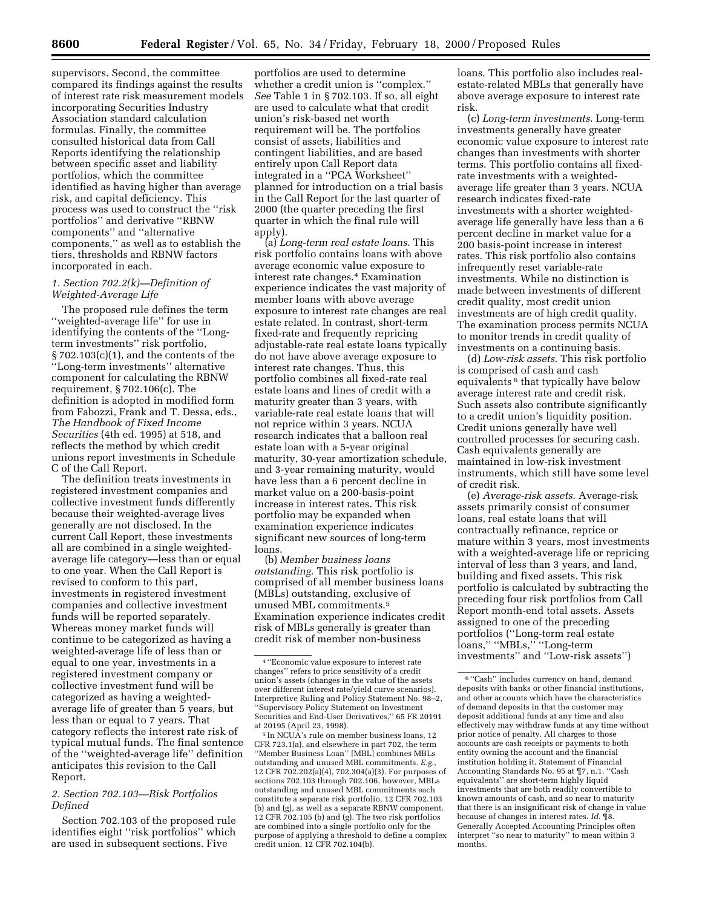supervisors. Second, the committee compared its findings against the results of interest rate risk measurement models incorporating Securities Industry Association standard calculation formulas. Finally, the committee consulted historical data from Call Reports identifying the relationship between specific asset and liability portfolios, which the committee identified as having higher than average risk, and capital deficiency. This process was used to construct the ''risk portfolios'' and derivative ''RBNW components'' and ''alternative components,'' as well as to establish the tiers, thresholds and RBNW factors incorporated in each.

### *1. Section 702.2(k)—Definition of Weighted-Average Life*

The proposed rule defines the term ''weighted-average life'' for use in identifying the contents of the ''Long-term investments'' risk portfolio, § 702.103(c)(1), and the contents of the ''Long-term investments'' alternative component for calculating the RBNW requirement, § 702.106(c). The definition is adopted in modified form from Fabozzi, Frank and T. Dessa, eds., *The Handbook of Fixed Income Securities* (4th ed. 1995) at 518, and reflects the method by which credit unions report investments in Schedule C of the Call Report.

The definition treats investments in registered investment companies and collective investment funds differently because their weighted-average lives generally are not disclosed. In the current Call Report, these investments all are combined in a single weighted-average life category—less than or equal to one year. When the Call Report is revised to conform to this part, investments in registered investment companies and collective investment funds will be reported separately. Whereas money market funds will continue to be categorized as having a weighted-average life of less than or equal to one year, investments in a registered investment company or collective investment fund will be categorized as having a weighted-average life of greater than 5 years, but less than or equal to 7 years. That category reflects the interest rate risk of typical mutual funds. The final sentence of the ''weighted-average life'' definition anticipates this revision to the Call Report.

### *2. Section 702.103—Risk Portfolios Defined*

Section 702.103 of the proposed rule identifies eight ''risk portfolios'' which are used in subsequent sections. Five portfolios are used to determine whether a credit union is ''complex.'' *See* Table 1 in § 702.103. If so, all eight are used to calculate what that credit union's risk-based net worth requirement will be. The portfolios consist of assets, liabilities and contingent liabilities, and are based entirely upon Call Report data integrated in a ''PCA Worksheet'' planned for introduction on a trial basis in the Call Report for the last quarter of 2000 (the quarter preceding the first quarter in which the final rule will apply).

(a) *Long-term real estate loans*. This risk portfolio contains loans with above average economic value exposure to interest rate changes.[4] Examination experience indicates the vast majority of member loans with above average exposure to interest rate changes are real estate related. In contrast, short-term fixed-rate and frequently repricing adjustable-rate real estate loans typically do not have above average exposure to interest rate changes. Thus, this portfolio combines all fixed-rate real estate loans and lines of credit with a maturity greater than 3 years, with variable-rate real estate loans that will not reprice within 3 years. NCUA research indicates that a balloon real estate loan with a 5-year original maturity, 30-year amortization schedule, and 3-year remaining maturity, would have less than a 6 percent decline in market value on a 200-basis-point increase in interest rates. This risk portfolio may be expanded when examination experience indicates significant new sources of long-term loans.

(b) *Member business loans outstanding*. This risk portfolio is comprised of all member business loans (MBLs) outstanding, exclusive of unused MBL commitments.[5] Examination experience indicates credit risk of MBLs generally is greater than credit risk of member non-business loans. This portfolio also includes real-estate-related MBLs that generally have above average exposure to interest rate risk.

(c) *Long-term investments*. Long-term investments generally have greater economic value exposure to interest rate changes than investments with shorter terms. This portfolio contains all fixed-rate investments with a weighted-average life greater than 3 years. NCUA research indicates fixed-rate investments with a shorter weighted-average life generally have less than a 6 percent decline in market value for a 200 basis-point increase in interest rates. This risk portfolio also contains infrequently reset variable-rate investments. While no distinction is made between investments of different credit quality, most credit union investments are of high credit quality. The examination process permits NCUA to monitor trends in credit quality of investments on a continuing basis.

(d) *Low-risk assets*. This risk portfolio is comprised of cash and cash equivalents[6] that typically have below average interest rate and credit risk. Such assets also contribute significantly to a credit union's liquidity position. Credit unions generally have well controlled processes for securing cash. Cash equivalents generally are maintained in low-risk investment instruments, which still have some level of credit risk.

(e) *Average-risk assets*. Average-risk assets primarily consist of consumer loans, real estate loans that will contractually refinance, reprice or mature within 3 years, most investments with a weighted-average life or repricing interval of less than 3 years, and land, building and fixed assets. This risk portfolio is calculated by subtracting the preceding four risk portfolios from Call Report month-end total assets. Assets assigned to one of the preceding portfolios (''Long-term real estate loans,'' ''MBLs,'' ''Long-term investments'' and ''Low-risk assets'')

---

[4] ''Economic value exposure to interest rate changes'' refers to price sensitivity of a credit union's assets (changes in the value of the assets over different interest rate/yield curve scenarios). Interpretive Ruling and Policy Statement No. 98–2, ''Supervisory Policy Statement on Investment Securities and End-User Derivatives,'' 65 FR 20191 at 20195 (April 23, 1998).

[5] In NCUA's rule on member business loans, 12 CFR 723.1(a), and elsewhere in part 702, the term ''Member Business Loan'' [MBL] combines MBLs outstanding and unused MBL commitments. *E.g.*, 12 CFR 702.202(a)(4), 702.304(a)(3). For purposes of sections 702.103 through 702.106, however, MBLs outstanding and unused MBL commitments each constitute a separate risk portfolio, 12 CFR 702.103 (b) and (g), as well as a separate RBNW component. 12 CFR 702.105 (b) and (g). The two risk portfolios are combined into a single portfolio only for the purpose of applying a threshold to define a complex credit union. 12 CFR 702.104(b).

[6] ''Cash'' includes currency on hand, demand deposits with banks or other financial institutions, and other accounts which have the characteristics of demand deposits in that the customer may deposit additional funds at any time and also effectively may withdraw funds at any time without prior notice of penalty. All charges to those accounts are cash receipts or payments to both entity owning the account and the financial institution holding it. Statement of Financial Accounting Standards No. 95 at ¶7, n.1. ''Cash equivalents'' are short-term highly liquid investments that are both readily convertible to known amounts of cash, and so near to maturity that there is an insignificant risk of change in value because of changes in interest rates. *Id.* ¶8. Generally Accepted Accounting Principles often interpret ''so near to maturity'' to mean within 3 months.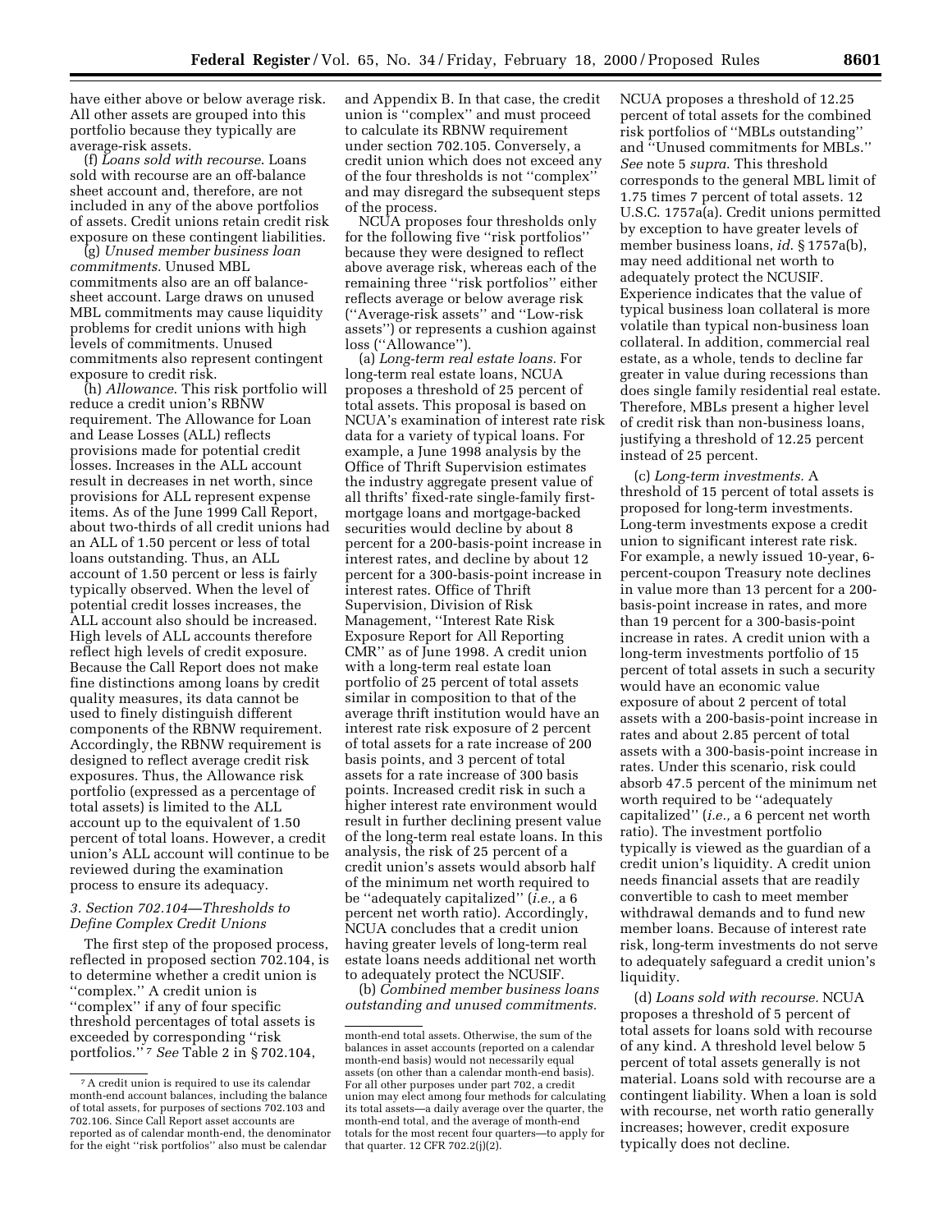have either above or below average risk. All other assets are grouped into this portfolio because they typically are average-risk assets.

(f) *Loans sold with recourse*. Loans sold with recourse are an off-balance sheet account and, therefore, are not included in any of the above portfolios of assets. Credit unions retain credit risk exposure on these contingent liabilities.

(g) *Unused member business loan commitments*. Unused MBL commitments also are an off balance-sheet account. Large draws on unused MBL commitments may cause liquidity problems for credit unions with high levels of commitments. Unused commitments also represent contingent exposure to credit risk.

(h) *Allowance*. This risk portfolio will reduce a credit union's RBNW requirement. The Allowance for Loan and Lease Losses (ALL) reflects provisions made for potential credit losses. Increases in the ALL account result in decreases in net worth, since provisions for ALL represent expense items. As of the June 1999 Call Report, about two-thirds of all credit unions had an ALL of 1.50 percent or less of total loans outstanding. Thus, an ALL account of 1.50 percent or less is fairly typically observed. When the level of potential credit losses increases, the ALL account also should be increased. High levels of ALL accounts therefore reflect high levels of credit exposure. Because the Call Report does not make fine distinctions among loans by credit quality measures, its data cannot be used to finely distinguish different components of the RBNW requirement. Accordingly, the RBNW requirement is designed to reflect average credit risk exposures. Thus, the Allowance risk portfolio (expressed as a percentage of total assets) is limited to the ALL account up to the equivalent of 1.50 percent of total loans. However, a credit union's ALL account will continue to be reviewed during the examination process to ensure its adequacy.

### 3. Section 702.104—Thresholds to Define Complex Credit Unions

The first step of the proposed process, reflected in proposed section 702.104, is to determine whether a credit union is "complex." A credit union is "complex" if any of four specific threshold percentages of total assets is exceeded by corresponding "risk portfolios." [7] *See* Table 2 in § 702.104, and Appendix B. In that case, the credit union is "complex" and must proceed to calculate its RBNW requirement under section 702.105. Conversely, a credit union which does not exceed any of the four thresholds is not "complex" and may disregard the subsequent steps of the process.

NCUA proposes four thresholds only for the following five "risk portfolios" because they were designed to reflect above average risk, whereas each of the remaining three "risk portfolios" either reflects average or below average risk ("Average-risk assets" and "Low-risk assets") or represents a cushion against loss ("Allowance").

(a) *Long-term real estate loans.* For long-term real estate loans, NCUA proposes a threshold of 25 percent of total assets. This proposal is based on NCUA's examination of interest rate risk data for a variety of typical loans. For example, a June 1998 analysis by the Office of Thrift Supervision estimates the industry aggregate present value of all thrifts' fixed-rate single-family first-mortgage loans and mortgage-backed securities would decline by about 8 percent for a 200-basis-point increase in interest rates, and decline by about 12 percent for a 300-basis-point increase in interest rates. Office of Thrift Supervision, Division of Risk Management, "Interest Rate Risk Exposure Report for All Reporting CMR" as of June 1998. A credit union with a long-term real estate loan portfolio of 25 percent of total assets similar in composition to that of the average thrift institution would have an interest rate risk exposure of 2 percent of total assets for a rate increase of 200 basis points, and 3 percent of total assets for a rate increase of 300 basis points. Increased credit risk in such a higher interest rate environment would result in further declining present value of the long-term real estate loans. In this analysis, the risk of 25 percent of a credit union's assets would absorb half of the minimum net worth required to be "adequately capitalized" (*i.e.,* a 6 percent net worth ratio). Accordingly, NCUA concludes that a credit union having greater levels of long-term real estate loans needs additional net worth to adequately protect the NCUSIF.

(b) *Combined member business loans outstanding and unused commitments.* NCUA proposes a threshold of 12.25 percent of total assets for the combined risk portfolios of "MBLs outstanding" and "Unused commitments for MBLs." *See* note 5 *supra*. This threshold corresponds to the general MBL limit of 1.75 times 7 percent of total assets. 12 U.S.C. 1757a(a). Credit unions permitted by exception to have greater levels of member business loans, *id.* § 1757a(b), may need additional net worth to adequately protect the NCUSIF. Experience indicates that the value of typical business loan collateral is more volatile than typical non-business loan collateral. In addition, commercial real estate, as a whole, tends to decline far greater in value during recessions than does single family residential real estate. Therefore, MBLs present a higher level of credit risk than non-business loans, justifying a threshold of 12.25 percent instead of 25 percent.

(c) *Long-term investments.* A threshold of 15 percent of total assets is proposed for long-term investments. Long-term investments expose a credit union to significant interest rate risk. For example, a newly issued 10-year, 6-percent-coupon Treasury note declines in value more than 13 percent for a 200-basis-point increase in rates, and more than 19 percent for a 300-basis-point increase in rates. A credit union with a long-term investments portfolio of 15 percent of total assets in such a security would have an economic value exposure of about 2 percent of total assets with a 200-basis-point increase in rates and about 2.85 percent of total assets with a 300-basis-point increase in rates. Under this scenario, risk could absorb 47.5 percent of the minimum net worth required to be "adequately capitalized" (*i.e.,* a 6 percent net worth ratio). The investment portfolio typically is viewed as the guardian of a credit union's liquidity. A credit union needs financial assets that are readily convertible to cash to meet member withdrawal demands and to fund new member loans. Because of interest rate risk, long-term investments do not serve to adequately safeguard a credit union's liquidity.

(d) *Loans sold with recourse.* NCUA proposes a threshold of 5 percent of total assets for loans sold with recourse of any kind. A threshold level below 5 percent of total assets generally is not material. Loans sold with recourse are a contingent liability. When a loan is sold with recourse, net worth ratio generally increases; however, credit exposure typically does not decline.

---

[7] A credit union is required to use its calendar month-end account balances, including the balance of total assets, for purposes of sections 702.103 and 702.106. Since Call Report asset accounts are reported as of calendar month-end, the denominator for the eight "risk portfolios" also must be calendar month-end total assets. Otherwise, the sum of the balances in asset accounts (reported on a calendar month-end basis) would not necessarily equal assets (reported on other than a calendar month-end basis). For all other purposes under part 702, a credit union may elect among four methods for calculating its total assets—a daily average over the quarter, the month-end total, and the average of month-end totals for the most recent four quarters—to apply for that quarter. 12 CFR 702.2(j)(2).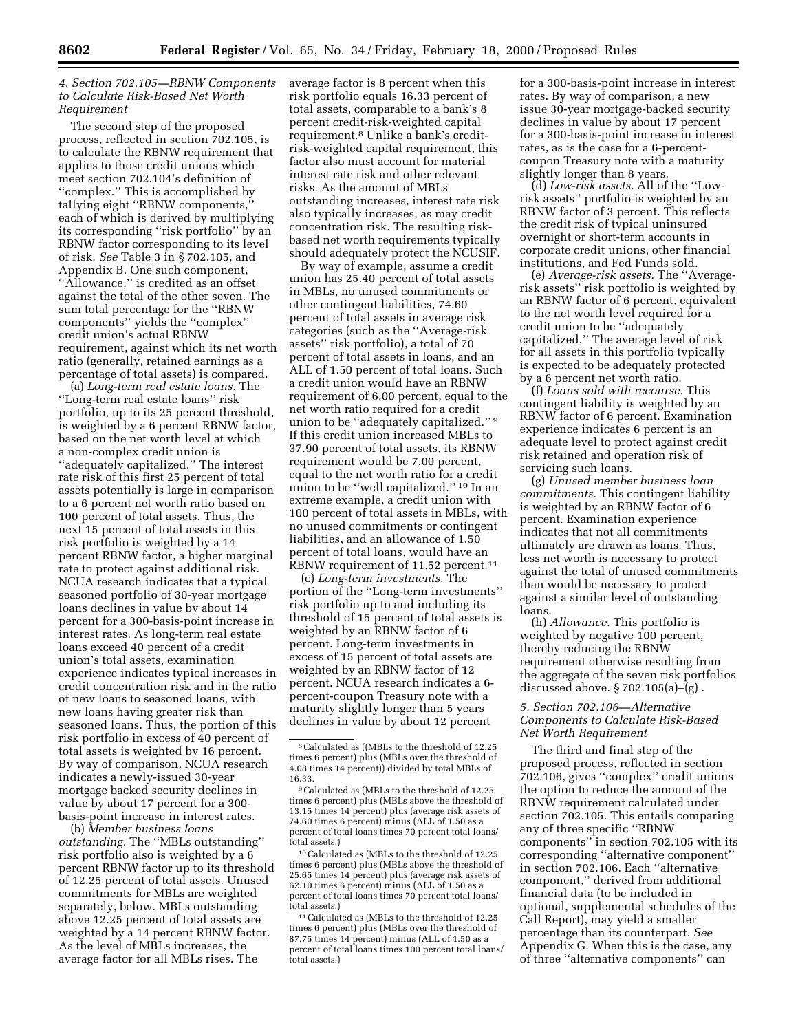#### *4. Section 702.105—RBNW Components to Calculate Risk-Based Net Worth Requirement*

The second step of the proposed process, reflected in section 702.105, is to calculate the RBNW requirement that applies to those credit unions which meet section 702.104's definition of ''complex.'' This is accomplished by tallying eight ''RBNW components,'' each of which is derived by multiplying its corresponding ''risk portfolio'' by an RBNW factor corresponding to its level of risk. *See* Table 3 in § 702.105, and Appendix B. One such component, ''Allowance,'' is credited as an offset against the total of the other seven. The sum total percentage for the ''RBNW components'' yields the ''complex'' credit union's actual RBNW requirement, against which its net worth ratio (generally, retained earnings as a percentage of total assets) is compared.

(a) *Long-term real estate loans.* The ''Long-term real estate loans'' risk portfolio, up to its 25 percent threshold, is weighted by a 6 percent RBNW factor, based on the net worth level at which a non-complex credit union is ''adequately capitalized.'' The interest rate risk of this first 25 percent of total assets potentially is large in comparison to a 6 percent net worth ratio based on 100 percent of total assets. Thus, the next 15 percent of total assets in this risk portfolio is weighted by a 14 percent RBNW factor, a higher marginal rate to protect against additional risk. NCUA research indicates that a typical seasoned portfolio of 30-year mortgage loans declines in value by about 14 percent for a 300-basis-point increase in interest rates. As long-term real estate loans exceed 40 percent of a credit union's total assets, examination experience indicates typical increases in credit concentration risk and in the ratio of new loans to seasoned loans, with new loans having greater risk than seasoned loans. Thus, the portion of this risk portfolio in excess of 40 percent of total assets is weighted by 16 percent. By way of comparison, NCUA research indicates a newly-issued 30-year mortgage backed security declines in value by about 17 percent for a 300-basis-point increase in interest rates.

(b) *Member business loans outstanding.* The ''MBLs outstanding'' risk portfolio also is weighted by a 6 percent RBNW factor up to its threshold of 12.25 percent of total assets. Unused commitments for MBLs are weighted separately, below. MBLs outstanding above 12.25 percent of total assets are weighted by a 14 percent RBNW factor. As the level of MBLs increases, the average factor for all MBLs rises. The average factor is 8 percent when this risk portfolio equals 16.33 percent of total assets, comparable to a bank's 8 percent credit-risk-weighted capital requirement.[8] Unlike a bank's credit-risk-weighted capital requirement, this factor also must account for material interest rate risk and other relevant risks. As the amount of MBLs outstanding increases, interest rate risk also typically increases, as may credit concentration risk. The resulting risk-based net worth requirements typically should adequately protect the NCUSIF.

By way of example, assume a credit union has 25.40 percent of total assets in MBLs, no unused commitments or other contingent liabilities, 74.60 percent of total assets in average risk categories (such as the ''Average-risk assets'' risk portfolio), a total of 70 percent of total assets in loans, and an ALL of 1.50 percent of total loans. Such a credit union would have an RBNW requirement of 6.00 percent, equal to the net worth ratio required for a credit union to be ''adequately capitalized.''[9] If this credit union increased MBLs to 37.90 percent of total assets, its RBNW requirement would be 7.00 percent, equal to the net worth ratio for a credit union to be ''well capitalized.''[10] In an extreme example, a credit union with 100 percent of total assets in MBLs, with no unused commitments or contingent liabilities, and an allowance of 1.50 percent of total loans, would have an RBNW requirement of 11.52 percent.[11]

(c) *Long-term investments.* The portion of the ''Long-term investments'' risk portfolio up to and including its threshold of 15 percent of total assets is weighted by an RBNW factor of 6 percent. Long-term investments in excess of 15 percent of total assets are weighted by an RBNW factor of 12 percent. NCUA research indicates a 6-percent-coupon Treasury note with a maturity slightly longer than 5 years declines in value by about 12 percent for a 300-basis-point increase in interest rates. By way of comparison, a new issue 30-year mortgage-backed security declines in value by about 17 percent for a 300-basis-point increase in interest rates, as is the case for a 6-percent-coupon Treasury note with a maturity slightly longer than 8 years.

(d) *Low-risk assets.* All of the ''Low-risk assets'' portfolio is weighted by an RBNW factor of 3 percent. This reflects the credit risk of typical uninsured overnight or short-term accounts in corporate credit unions, other financial institutions, and Fed Funds sold.

(e) *Average-risk assets.* The ''Average-risk assets'' risk portfolio is weighted by an RBNW factor of 6 percent, equivalent to the net worth level required for a credit union to be ''adequately capitalized.'' The average level of risk for all assets in this portfolio typically is expected to be adequately protected by a 6 percent net worth ratio.

(f) *Loans sold with recourse.* This contingent liability is weighted by an RBNW factor of 6 percent. Examination experience indicates 6 percent is an adequate level to protect against credit risk retained and operation risk of servicing such loans.

(g) *Unused member business loan commitments.* This contingent liability is weighted by an RBNW factor of 6 percent. Examination experience indicates that not all commitments ultimately are drawn as loans. Thus, less net worth is necessary to protect against the total of unused commitments than would be necessary to protect against a similar level of outstanding loans.

(h) *Allowance.* This portfolio is weighted by negative 100 percent, thereby reducing the RBNW requirement otherwise resulting from the aggregate of the seven risk portfolios discussed above. § 702.105(a)–(g) .

#### *5. Section 702.106—Alternative Components to Calculate Risk-Based Net Worth Requirement*

The third and final step of the proposed process, reflected in section 702.106, gives ''complex'' credit unions the option to reduce the amount of the RBNW requirement calculated under section 702.105. This entails comparing any of three specific ''RBNW components'' in section 702.105 with its corresponding ''alternative component'' in section 702.106. Each ''alternative component,'' derived from additional financial data (to be included in optional, supplemental schedules of the Call Report), may yield a smaller percentage than its counterpart. *See* Appendix G. When this is the case, any of three ''alternative components'' can

---

[8] Calculated as ((MBLs to the threshold of 12.25 times 6 percent) plus (MBLs over the threshold of 4.08 times 14 percent)) divided by total MBLs of 16.33.

[9] Calculated as (MBLs to the threshold of 12.25 times 6 percent) plus (MBLs above the threshold of 13.15 times 14 percent) plus (average risk assets of 74.60 times 6 percent) minus (ALL of 1.50 as a percent of total loans times 70 percent total loans/total assets.)

[10] Calculated as (MBLs to the threshold of 12.25 times 6 percent) plus (MBLs above the threshold of 25.65 times 14 percent) plus (average risk assets of 62.10 times 6 percent) minus (ALL of 1.50 as a percent of total loans times 70 percent total loans/total assets.)

[11] Calculated as (MBLs to the threshold of 12.25 times 6 percent) plus (MBLs over the threshold of 87.75 times 14 percent) minus (ALL of 1.50 as a percent of total loans times 100 percent total loans/total assets.)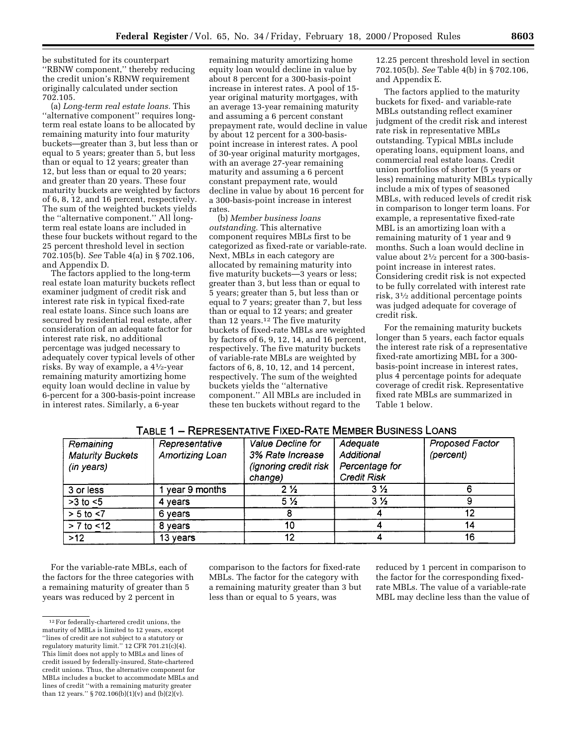be substituted for its counterpart ''RBNW component,'' thereby reducing the credit union's RBNW requirement originally calculated under section 702.105.

(a) *Long-term real estate loans.* This ''alternative component'' requires long-term real estate loans to be allocated by remaining maturity into four maturity buckets—greater than 3, but less than or equal to 5 years; greater than 5, but less than or equal to 12 years; greater than 12, but less than or equal to 20 years; and greater than 20 years. These four maturity buckets are weighted by factors of 6, 8, 12, and 16 percent, respectively. The sum of the weighted buckets yields the ''alternative component.'' All long-term real estate loans are included in these four buckets without regard to the 25 percent threshold level in section 702.105(b). *See* Table 4(a) in § 702.106, and Appendix D.

The factors applied to the long-term real estate loan maturity buckets reflect examiner judgment of credit risk and interest rate risk in typical fixed-rate real estate loans. Since such loans are secured by residential real estate, after consideration of an adequate factor for interest rate risk, no additional percentage was judged necessary to adequately cover typical levels of other risks. By way of example, a 4½-year remaining maturity amortizing home equity loan would decline in value by 6-percent for a 300-basis-point increase in interest rates. Similarly, a 6-year remaining maturity amortizing home equity loan would decline in value by about 8 percent for a 300-basis-point increase in interest rates. A pool of 15-year original maturity mortgages, with an average 13-year remaining maturity and assuming a 6 percent constant prepayment rate, would decline in value by about 12 percent for a 300-basis-point increase in interest rates. A pool of 30-year original maturity mortgages, with an average 27-year remaining maturity and assuming a 6 percent constant prepayment rate, would decline in value by about 16 percent for a 300-basis-point increase in interest rates.

(b) *Member business loans outstanding.* This alternative component requires MBLs first to be categorized as fixed-rate or variable-rate. Next, MBLs in each category are allocated by remaining maturity into five maturity buckets—3 years or less; greater than 3, but less than or equal to 5 years; greater than 5, but less than or equal to 7 years; greater than 7, but less than or equal to 12 years; and greater than 12 years.[12] The five maturity buckets of fixed-rate MBLs are weighted by factors of 6, 9, 12, 14, and 16 percent, respectively. The five maturity buckets of variable-rate MBLs are weighted by factors of 6, 8, 10, 12, and 14 percent, respectively. The sum of the weighted buckets yields the ''alternative component.'' All MBLs are included in these ten buckets without regard to the 12.25 percent threshold level in section 702.105(b). *See* Table 4(b) in § 702.106, and Appendix E.

The factors applied to the maturity buckets for fixed- and variable-rate MBLs outstanding reflect examiner judgment of the credit risk and interest rate risk in representative MBLs outstanding. Typical MBLs include operating loans, equipment loans, and commercial real estate loans. Credit union portfolios of shorter (5 years or less) remaining maturity MBLs typically include a mix of types of seasoned MBLs, with reduced levels of credit risk in comparison to longer term loans. For example, a representative fixed-rate MBL is an amortizing loan with a remaining maturity of 1 year and 9 months. Such a loan would decline in value about 2½ percent for a 300-basis-point increase in interest rates. Considering credit risk is not expected to be fully correlated with interest rate risk, 3½ additional percentage points was judged adequate for coverage of credit risk.

For the remaining maturity buckets longer than 5 years, each factor equals the interest rate risk of a representative fixed-rate amortizing MBL for a 300-basis-point increase in interest rates, plus 4 percentage points for adequate coverage of credit risk. Representative fixed rate MBLs are summarized in Table 1 below.

TABLE 1 – REPRESENTATIVE FIXED-RATE MEMBER BUSINESS LOANS

| Remaining Maturity Buckets (in years) | Representative Amortizing Loan | Value Decline for 3% Rate Increase (ignoring credit risk change) | Adequate Additional Percentage for Credit Risk | Proposed Factor (percent) |
|---|---|---|---|---|
| 3 or less | 1 year 9 months | 2 ½ | 3 ½ | 6 |
| >3 to <5 | 4 years | 5 ½ | 3 ½ | 9 |
| > 5 to <7 | 6 years | 8 | 4 | 12 |
| > 7 to <12 | 8 years | 10 | 4 | 14 |
| >12 | 13 years | 12 | 4 | 16 |

For the variable-rate MBLs, each of the factors for the three categories with a remaining maturity of greater than 5 years was reduced by 2 percent in comparison to the factors for fixed-rate MBLs. The factor for the category with a remaining maturity greater than 3 but less than or equal to 5 years, was reduced by 1 percent in comparison to the factor for the corresponding fixed-rate MBLs. The value of a variable-rate MBL may decline less than the value of

[12] For federally-chartered credit unions, the maturity of MBLs is limited to 12 years, except ''lines of credit are not subject to a statutory or regulatory maturity limit.'' 12 CFR 701.21(c)(4). This limit does not apply to MBLs and lines of credit issued by federally-insured, State-chartered credit unions. Thus, the alternative component for MBLs includes a bucket to accommodate MBLs and lines of credit ''with a remaining maturity greater than 12 years.'' § 702.106(b)(1)(v) and (b)(2)(v).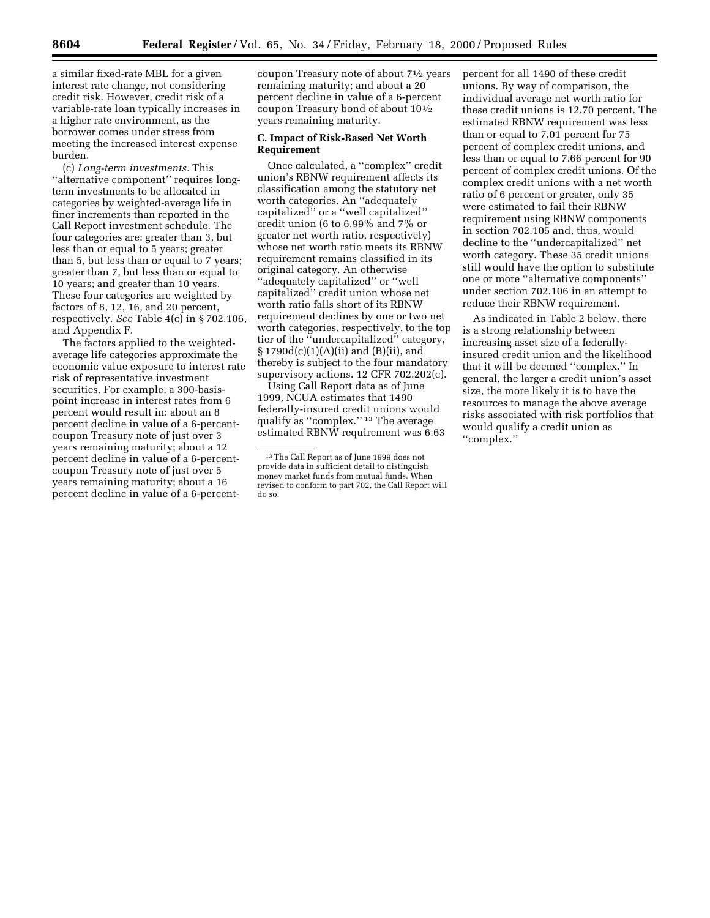a similar fixed-rate MBL for a given interest rate change, not considering credit risk. However, credit risk of a variable-rate loan typically increases in a higher rate environment, as the borrower comes under stress from meeting the increased interest expense burden.

(c) *Long-term investments.* This ''alternative component'' requires long-term investments to be allocated in categories by weighted-average life in finer increments than reported in the Call Report investment schedule. The four categories are: greater than 3, but less than or equal to 5 years; greater than 5, but less than or equal to 7 years; greater than 7, but less than or equal to 10 years; and greater than 10 years. These four categories are weighted by factors of 8, 12, 16, and 20 percent, respectively. *See* Table 4(c) in § 702.106, and Appendix F.

The factors applied to the weighted-average life categories approximate the economic value exposure to interest rate risk of representative investment securities. For example, a 300-basis-point increase in interest rates from 6 percent would result in: about an 8 percent decline in value of a 6-percent-coupon Treasury note of just over 3 years remaining maturity; about a 12 percent decline in value of a 6-percent-coupon Treasury note of just over 5 years remaining maturity; about a 16 percent decline in value of a 6-percent-coupon Treasury note of about 7½ years remaining maturity; and about a 20 percent decline in value of a 6-percent coupon Treasury bond of about 10½ years remaining maturity.

### C. Impact of Risk-Based Net Worth Requirement

Once calculated, a ''complex'' credit union's RBNW requirement affects its classification among the statutory net worth categories. An ''adequately capitalized'' or a ''well capitalized'' credit union (6 to 6.99% and 7% or greater net worth ratio, respectively) whose net worth ratio meets its RBNW requirement remains classified in its original category. An otherwise ''adequately capitalized'' or ''well capitalized'' credit union whose net worth ratio falls short of its RBNW requirement declines by one or two net worth categories, respectively, to the top tier of the ''undercapitalized'' category, § 1790d(c)(1)(A)(ii) and (B)(ii), and thereby is subject to the four mandatory supervisory actions. 12 CFR 702.202(c).

Using Call Report data as of June 1999, NCUA estimates that 1490 federally-insured credit unions would qualify as ''complex.''[13] The average estimated RBNW requirement was 6.63 percent for all 1490 of these credit unions. By way of comparison, the individual average net worth ratio for these credit unions is 12.70 percent. The estimated RBNW requirement was less than or equal to 7.01 percent for 75 percent of complex credit unions, and less than or equal to 7.66 percent for 90 percent of complex credit unions. Of the complex credit unions with a net worth ratio of 6 percent or greater, only 35 were estimated to fail their RBNW requirement using RBNW components in section 702.105 and, thus, would decline to the ''undercapitalized'' net worth category. These 35 credit unions still would have the option to substitute one or more ''alternative components'' under section 702.106 in an attempt to reduce their RBNW requirement.

As indicated in Table 2 below, there is a strong relationship between increasing asset size of a federally-insured credit union and the likelihood that it will be deemed ''complex.'' In general, the larger a credit union's asset size, the more likely it is to have the resources to manage the above average risks associated with risk portfolios that would qualify a credit union as ''complex.''

[13] The Call Report as of June 1999 does not provide data in sufficient detail to distinguish money market funds from mutual funds. When revised to conform to part 702, the Call Report will do so.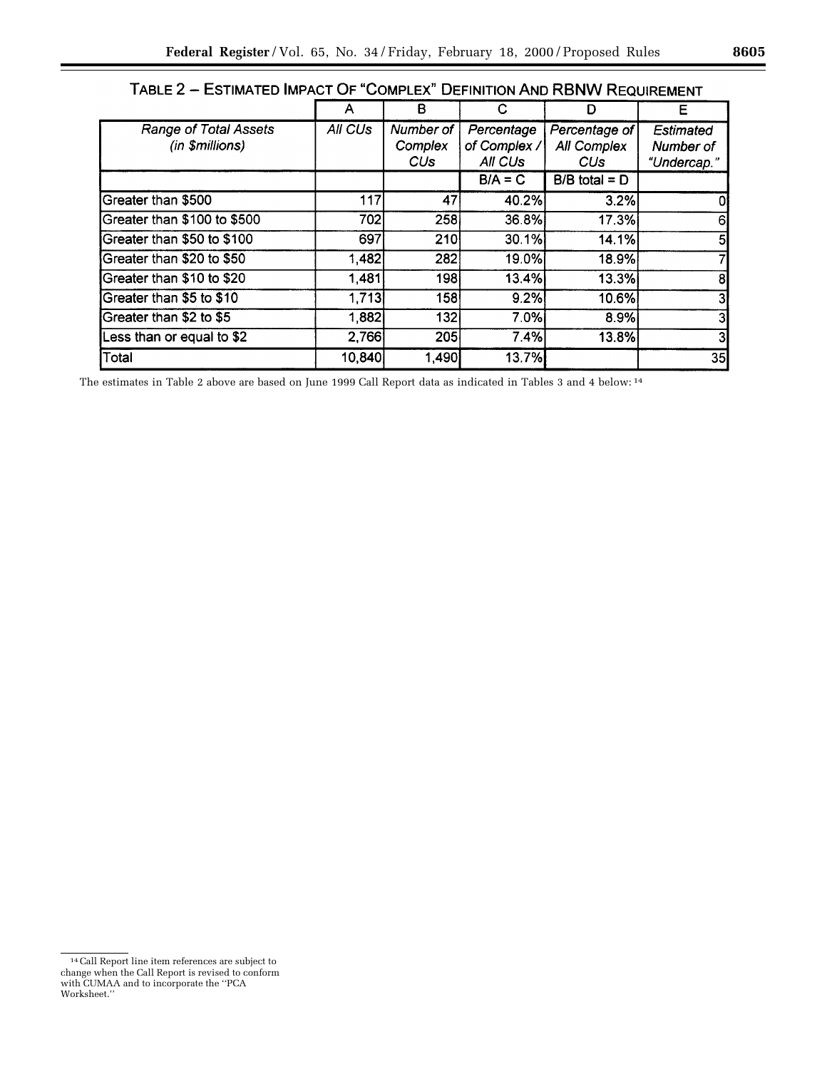TABLE 2 – ESTIMATED IMPACT OF "COMPLEX" DEFINITION AND RBNW REQUIREMENT

| | A | B | C | D | E |
|---|---|---|---|---|---|
| *Range of Total Assets (in $millions)* | *All CUs* | *Number of Complex CUs* | *Percentage of Complex / All CUs* | *Percentage of All Complex CUs* | *Estimated Number of "Undercap."* |
| | | | B/A = C | B/B total = D | |
| Greater than $500 | 117 | 47 | 40.2% | 3.2% | 0 |
| Greater than $100 to $500 | 702 | 258 | 36.8% | 17.3% | 6 |
| Greater than $50 to $100 | 697 | 210 | 30.1% | 14.1% | 5 |
| Greater than $20 to $50 | 1,482 | 282 | 19.0% | 18.9% | 7 |
| Greater than $10 to $20 | 1,481 | 198 | 13.4% | 13.3% | 8 |
| Greater than $5 to $10 | 1,713 | 158 | 9.2% | 10.6% | 3 |
| Greater than $2 to $5 | 1,882 | 132 | 7.0% | 8.9% | 3 |
| Less than or equal to $2 | 2,766 | 205 | 7.4% | 13.8% | 3 |
| Total | 10,840 | 1,490 | 13.7% | | 35 |

The estimates in Table 2 above are based on June 1999 Call Report data as indicated in Tables 3 and 4 below: [14]

[14] Call Report line item references are subject to change when the Call Report is revised to conform with CUMAA and to incorporate the "PCA Worksheet."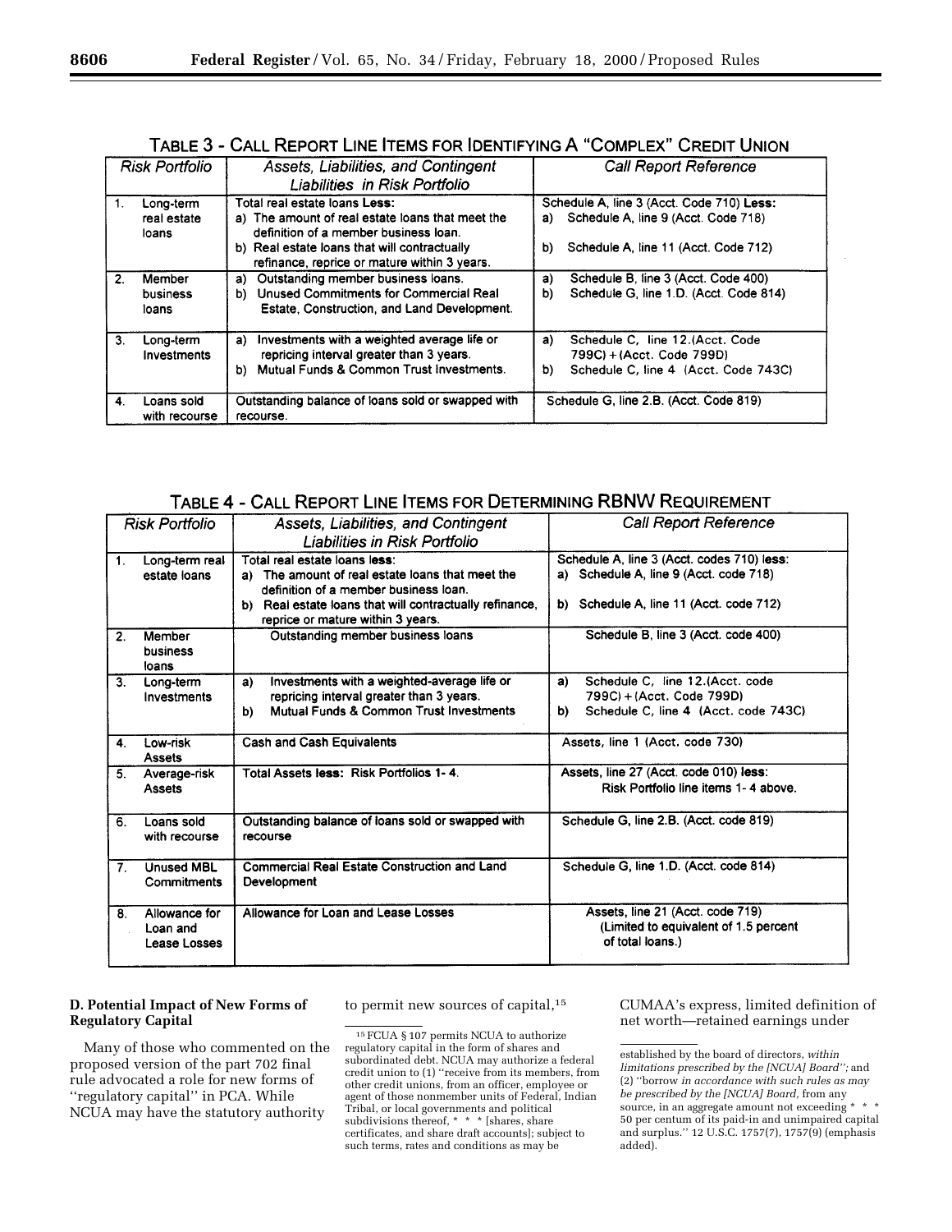TABLE 3 - CALL REPORT LINE ITEMS FOR IDENTIFYING A "COMPLEX" CREDIT UNION

| Risk Portfolio | Assets, Liabilities, and Contingent Liabilities in Risk Portfolio | Call Report Reference |
|---|---|---|
| 1. Long-term real estate loans | Total real estate loans **Less:**<br>a) The amount of real estate loans that meet the definition of a member business loan.<br>b) Real estate loans that will contractually refinance, reprice or mature within 3 years. | Schedule A, line 3 (Acct. Code 710) **Less:**<br>a) Schedule A, line 9 (Acct. Code 718)<br>b) Schedule A, line 11 (Acct. Code 712) |
| 2. Member business loans | a) Outstanding member business loans.<br>b) Unused Commitments for Commercial Real Estate, Construction, and Land Development. | a) Schedule B, line 3 (Acct. Code 400)<br>b) Schedule G, line 1.D. (Acct. Code 814) |
| 3. Long-term Investments | a) Investments with a weighted average life or repricing interval greater than 3 years.<br>b) Mutual Funds & Common Trust Investments. | a) Schedule C, line 12.(Acct. Code 799C) + (Acct. Code 799D)<br>b) Schedule C, line 4 (Acct. Code 743C) |
| 4. Loans sold with recourse | Outstanding balance of loans sold or swapped with recourse. | Schedule G, line 2.B. (Acct. Code 819) |

TABLE 4 - CALL REPORT LINE ITEMS FOR DETERMINING RBNW REQUIREMENT

| Risk Portfolio | Assets, Liabilities, and Contingent Liabilities in Risk Portfolio | Call Report Reference |
|---|---|---|
| 1. Long-term real estate loans | Total real estate loans **less:**<br>a) The amount of real estate loans that meet the definition of a member business loan.<br>b) Real estate loans that will contractually refinance, reprice or mature within 3 years. | Schedule A, line 3 (Acct. codes 710) **less:**<br>a) Schedule A, line 9 (Acct. code 718)<br>b) Schedule A, line 11 (Acct. code 712) |
| 2. Member business loans | Outstanding member business loans | Schedule B, line 3 (Acct. code 400) |
| 3. Long-term Investments | a) Investments with a weighted-average life or repricing interval greater than 3 years.<br>b) Mutual Funds & Common Trust Investments | a) Schedule C, line 12.(Acct. code 799C) + (Acct. Code 799D)<br>b) Schedule C, line 4 (Acct. code 743C) |
| 4. Low-risk Assets | Cash and Cash Equivalents | Assets, line 1 (Acct. code 730) |
| 5. Average-risk Assets | Total Assets **less:** Risk Portfolios 1- 4. | Assets, line 27 (Acct. code 010) **less:** Risk Portfolio line items 1- 4 above. |
| 6. Loans sold with recourse | Outstanding balance of loans sold or swapped with recourse | Schedule G, line 2.B. (Acct. code 819) |
| 7. Unused MBL Commitments | Commercial Real Estate Construction and Land Development | Schedule G, line 1.D. (Acct. code 814) |
| 8. Allowance for Loan and Lease Losses | Allowance for Loan and Lease Losses | Assets, line 21 (Acct. code 719) (Limited to equivalent of 1.5 percent of total loans.) |

**D. Potential Impact of New Forms of Regulatory Capital**

Many of those who commented on the proposed version of the part 702 final rule advocated a role for new forms of "regulatory capital" in PCA. While NCUA may have the statutory authority to permit new sources of capital,[15] CUMAA's express, limited definition of net worth—retained earnings under

[15] FCUA § 107 permits NCUA to authorize regulatory capital in the form of shares and subordinated debt. NCUA may authorize a federal credit union to (1) "receive from its members, from other credit unions, from an officer, employee or agent of those nonmember units of Federal, Indian Tribal, or local governments and political subdivisions thereof, * * * [shares, share certificates, and share draft accounts]; subject to such terms, rates and conditions as may be established by the board of directors, *within limitations prescribed by the [NCUA] Board"*; and (2) "borrow *in accordance with such rules as may be prescribed by the [NCUA] Board,* from any source, in an aggregate amount not exceeding * * * 50 per centum of its paid-in and unimpaired capital and surplus." 12 U.S.C. 1757(7), 1757(9) (emphasis added).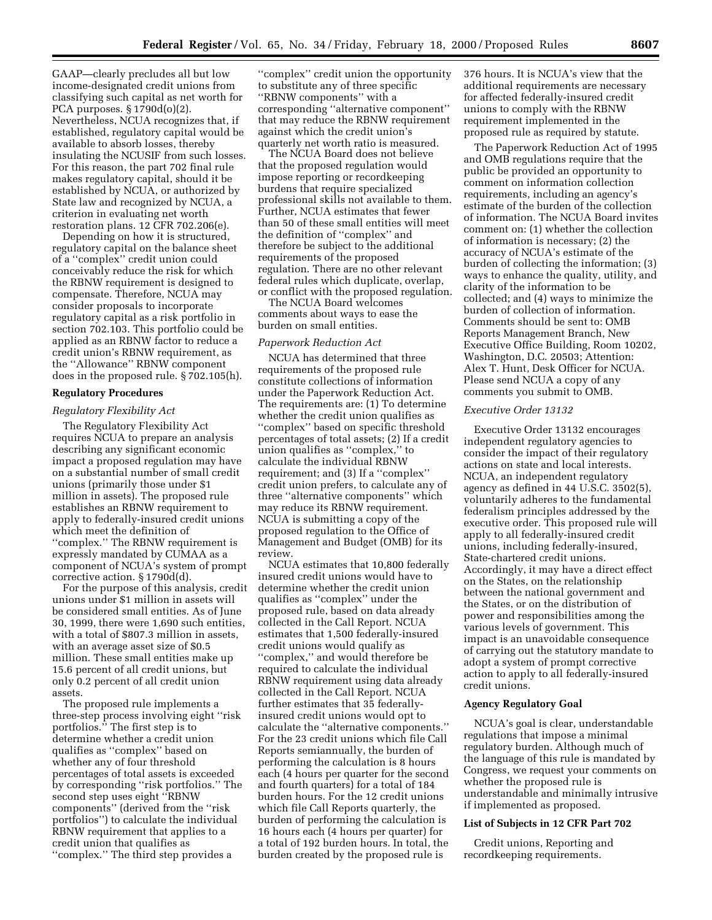GAAP—clearly precludes all but low income-designated credit unions from classifying such capital as net worth for PCA purposes. § 1790d(o)(2). Nevertheless, NCUA recognizes that, if established, regulatory capital would be available to absorb losses, thereby insulating the NCUSIF from such losses. For this reason, the part 702 final rule makes regulatory capital, should it be established by NCUA, or authorized by State law and recognized by NCUA, a criterion in evaluating net worth restoration plans. 12 CFR 702.206(e).

Depending on how it is structured, regulatory capital on the balance sheet of a ''complex'' credit union could conceivably reduce the risk for which the RBNW requirement is designed to compensate. Therefore, NCUA may consider proposals to incorporate regulatory capital as a risk portfolio in section 702.103. This portfolio could be applied as an RBNW factor to reduce a credit union's RBNW requirement, as the ''Allowance'' RBNW component does in the proposed rule. § 702.105(h).

## Regulatory Procedures

### *Regulatory Flexibility Act*

The Regulatory Flexibility Act requires NCUA to prepare an analysis describing any significant economic impact a proposed regulation may have on a substantial number of small credit unions (primarily those under $1 million in assets). The proposed rule establishes an RBNW requirement to apply to federally-insured credit unions which meet the definition of ''complex.'' The RBNW requirement is expressly mandated by CUMAA as a component of NCUA's system of prompt corrective action. § 1790d(d).

For the purpose of this analysis, credit unions under $1 million in assets will be considered small entities. As of June 30, 1999, there were 1,690 such entities, with a total of $807.3 million in assets, with an average asset size of $0.5 million. These small entities make up 15.6 percent of all credit unions, but only 0.2 percent of all credit union assets.

The proposed rule implements a three-step process involving eight ''risk portfolios.'' The first step is to determine whether a credit union qualifies as ''complex'' based on whether any of four threshold percentages of total assets is exceeded by corresponding ''risk portfolios.'' The second step uses eight ''RBNW components'' (derived from the ''risk portfolios'') to calculate the individual RBNW requirement that applies to a credit union that qualifies as ''complex.'' The third step provides a ''complex'' credit union the opportunity to substitute any of three specific ''RBNW components'' with a corresponding ''alternative component'' that may reduce the RBNW requirement against which the credit union's quarterly net worth ratio is measured.

The NCUA Board does not believe that the proposed regulation would impose reporting or recordkeeping burdens that require specialized professional skills not available to them. Further, NCUA estimates that fewer than 50 of these small entities will meet the definition of ''complex'' and therefore be subject to the additional requirements of the proposed regulation. There are no other relevant federal rules which duplicate, overlap, or conflict with the proposed regulation.

The NCUA Board welcomes comments about ways to ease the burden on small entities.

### *Paperwork Reduction Act*

NCUA has determined that three requirements of the proposed rule constitute collections of information under the Paperwork Reduction Act. The requirements are: (1) To determine whether the credit union qualifies as ''complex'' based on specific threshold percentages of total assets; (2) If a credit union qualifies as ''complex,'' to calculate the individual RBNW requirement; and (3) If a ''complex'' credit union prefers, to calculate any of three ''alternative components'' which may reduce its RBNW requirement. NCUA is submitting a copy of the proposed regulation to the Office of Management and Budget (OMB) for its review.

NCUA estimates that 10,800 federally insured credit unions would have to determine whether the credit union qualifies as ''complex'' under the proposed rule, based on data already collected in the Call Report. NCUA estimates that 1,500 federally-insured credit unions would qualify as ''complex,'' and would therefore be required to calculate the individual RBNW requirement using data already collected in the Call Report. NCUA further estimates that 35 federally-insured credit unions would opt to calculate the ''alternative components.'' For the 23 credit unions which file Call Reports semiannually, the burden of performing the calculation is 8 hours each (4 hours per quarter for the second and fourth quarters) for a total of 184 burden hours. For the 12 credit unions which file Call Reports quarterly, the burden of performing the calculation is 16 hours each (4 hours per quarter) for a total of 192 burden hours. In total, the burden created by the proposed rule is 376 hours. It is NCUA's view that the additional requirements are necessary for affected federally-insured credit unions to comply with the RBNW requirement implemented in the proposed rule as required by statute.

The Paperwork Reduction Act of 1995 and OMB regulations require that the public be provided an opportunity to comment on information collection requirements, including an agency's estimate of the burden of the collection of information. The NCUA Board invites comment on: (1) whether the collection of information is necessary; (2) the accuracy of NCUA's estimate of the burden of collecting the information; (3) ways to enhance the quality, utility, and clarity of the information to be collected; and (4) ways to minimize the burden of collection of information. Comments should be sent to: OMB Reports Management Branch, New Executive Office Building, Room 10202, Washington, D.C. 20503; Attention: Alex T. Hunt, Desk Officer for NCUA. Please send NCUA a copy of any comments you submit to OMB.

### *Executive Order 13132*

Executive Order 13132 encourages independent regulatory agencies to consider the impact of their regulatory actions on state and local interests. NCUA, an independent regulatory agency as defined in 44 U.S.C. 3502(5), voluntarily adheres to the fundamental federalism principles addressed by the executive order. This proposed rule will apply to all federally-insured credit unions, including federally-insured, State-chartered credit unions. Accordingly, it may have a direct effect on the States, on the relationship between the national government and the States, or on the distribution of power and responsibilities among the various levels of government. This impact is an unavoidable consequence of carrying out the statutory mandate to adopt a system of prompt corrective action to apply to all federally-insured credit unions.

## Agency Regulatory Goal

NCUA's goal is clear, understandable regulations that impose a minimal regulatory burden. Although much of the language of this rule is mandated by Congress, we request your comments on whether the proposed rule is understandable and minimally intrusive if implemented as proposed.

## List of Subjects in 12 CFR Part 702

Credit unions, Reporting and recordkeeping requirements.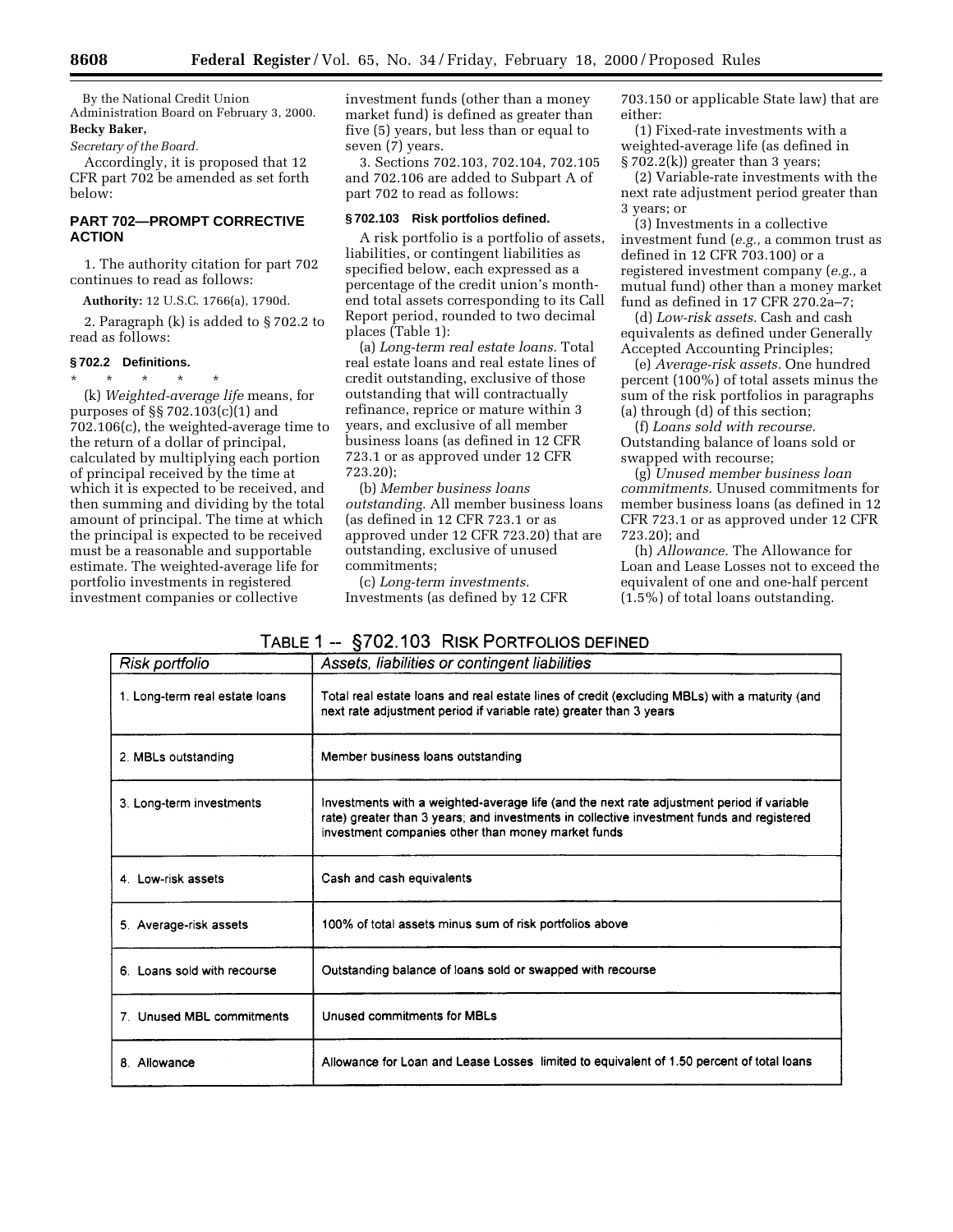By the National Credit Union Administration Board on February 3, 2000.

**Becky Baker,**

*Secretary of the Board.*

Accordingly, it is proposed that 12 CFR part 702 be amended as set forth below:

## PART 702—PROMPT CORRECTIVE ACTION

1. The authority citation for part 702 continues to read as follows:

**Authority:** 12 U.S.C. 1766(a), 1790d.

2. Paragraph (k) is added to § 702.2 to read as follows:

### § 702.2 Definitions.

\* \* \* \* \*

(k) *Weighted-average life* means, for purposes of §§ 702.103(c)(1) and 702.106(c), the weighted-average time to the return of a dollar of principal, calculated by multiplying each portion of principal received by the time at which it is expected to be received, and then summing and dividing by the total amount of principal. The time at which the principal is expected to be received must be a reasonable and supportable estimate. The weighted-average life for portfolio investments in registered investment companies or collective investment funds (other than a money market fund) is defined as greater than five (5) years, but less than or equal to seven (7) years.

3. Sections 702.103, 702.104, 702.105 and 702.106 are added to Subpart A of part 702 to read as follows:

### § 702.103 Risk portfolios defined.

A risk portfolio is a portfolio of assets, liabilities, or contingent liabilities as specified below, each expressed as a percentage of the credit union's month-end total assets corresponding to its Call Report period, rounded to two decimal places (Table 1):

(a) *Long-term real estate loans.* Total real estate loans and real estate lines of credit outstanding, exclusive of those outstanding that will contractually refinance, reprice or mature within 3 years, and exclusive of all member business loans (as defined in 12 CFR 723.1 or as approved under 12 CFR 723.20);

(b) *Member business loans outstanding.* All member business loans (as defined in 12 CFR 723.1 or as approved under 12 CFR 723.20) that are outstanding, exclusive of unused commitments;

(c) *Long-term investments.* Investments (as defined by 12 CFR 703.150 or applicable State law) that are either:

(1) Fixed-rate investments with a weighted-average life (as defined in § 702.2(k)) greater than 3 years;

(2) Variable-rate investments with the next rate adjustment period greater than 3 years; or

(3) Investments in a collective investment fund (*e.g.,* a common trust as defined in 12 CFR 703.100) or a registered investment company (*e.g.,* a mutual fund) other than a money market fund as defined in 17 CFR 270.2a–7;

(d) *Low-risk assets.* Cash and cash equivalents as defined under Generally Accepted Accounting Principles;

(e) *Average-risk assets.* One hundred percent (100%) of total assets minus the sum of the risk portfolios in paragraphs (a) through (d) of this section;

(f) *Loans sold with recourse.* Outstanding balance of loans sold or swapped with recourse;

(g) *Unused member business loan commitments.* Unused commitments for member business loans (as defined in 12 CFR 723.1 or as approved under 12 CFR 723.20); and

(h) *Allowance.* The Allowance for Loan and Lease Losses not to exceed the equivalent of one and one-half percent (1.5%) of total loans outstanding.

TABLE 1 -- §702.103 RISK PORTFOLIOS DEFINED

| Risk portfolio | Assets, liabilities or contingent liabilities |
|---|---|
| 1. Long-term real estate loans | Total real estate loans and real estate lines of credit (excluding MBLs) with a maturity (and next rate adjustment period if variable rate) greater than 3 years |
| 2. MBLs outstanding | Member business loans outstanding |
| 3. Long-term investments | Investments with a weighted-average life (and the next rate adjustment period if variable rate) greater than 3 years; and investments in collective investment funds and registered investment companies other than money market funds |
| 4. Low-risk assets | Cash and cash equivalents |
| 5. Average-risk assets | 100% of total assets minus sum of risk portfolios above |
| 6. Loans sold with recourse | Outstanding balance of loans sold or swapped with recourse |
| 7. Unused MBL commitments | Unused commitments for MBLs |
| 8. Allowance | Allowance for Loan and Lease Losses limited to equivalent of 1.50 percent of total loans |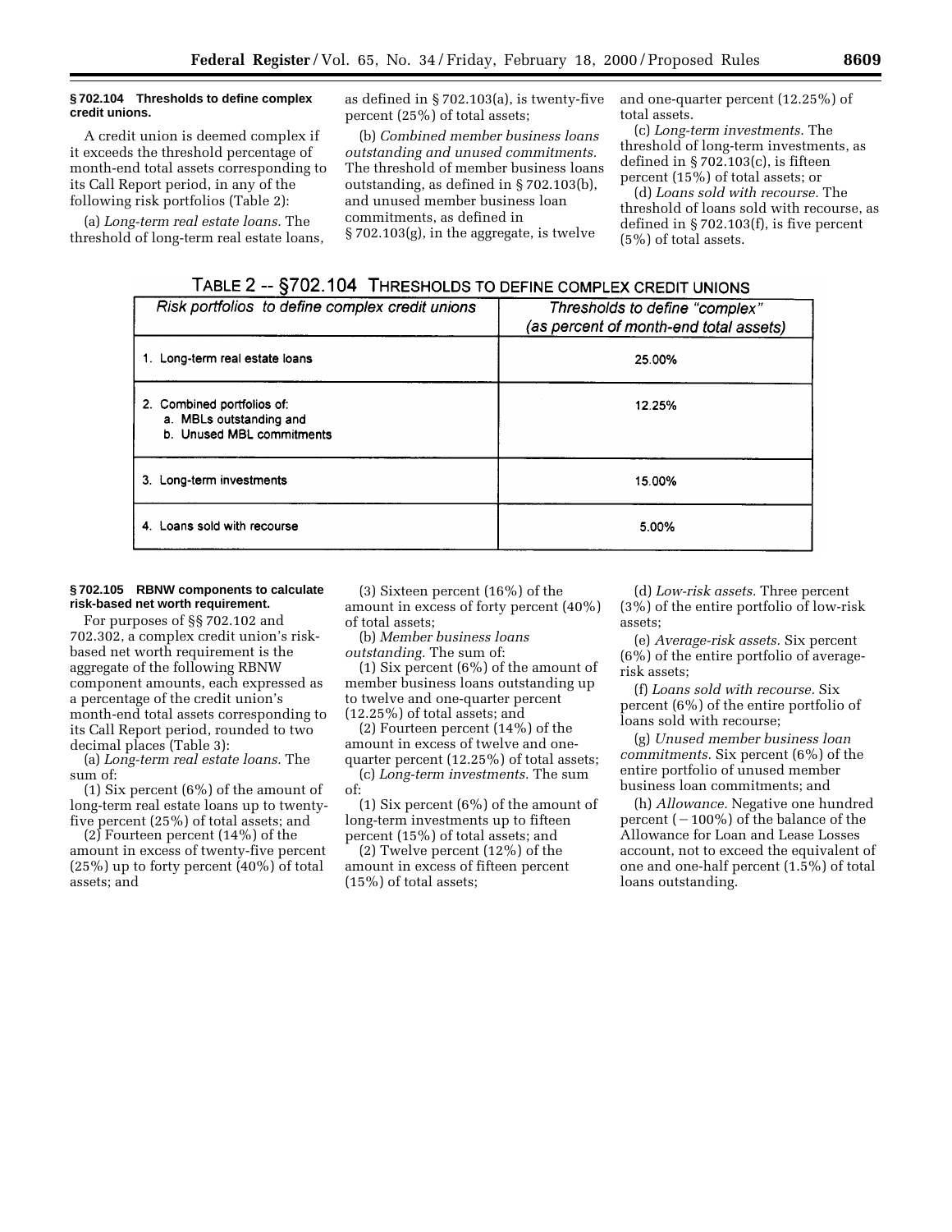### § 702.104 Thresholds to define complex credit unions.

A credit union is deemed complex if it exceeds the threshold percentage of month-end total assets corresponding to its Call Report period, in any of the following risk portfolios (Table 2):

(a) *Long-term real estate loans.* The threshold of long-term real estate loans, as defined in § 702.103(a), is twenty-five percent (25%) of total assets;

(b) *Combined member business loans outstanding and unused commitments.* The threshold of member business loans outstanding, as defined in § 702.103(b), and unused member business loan commitments, as defined in § 702.103(g), in the aggregate, is twelve and one-quarter percent (12.25%) of total assets.

(c) *Long-term investments.* The threshold of long-term investments, as defined in § 702.103(c), is fifteen percent (15%) of total assets; or

(d) *Loans sold with recourse.* The threshold of loans sold with recourse, as defined in § 702.103(f), is five percent (5%) of total assets.

TABLE 2 -- §702.104 THRESHOLDS TO DEFINE COMPLEX CREDIT UNIONS

| Risk portfolios to define complex credit unions | Thresholds to define "complex" (as percent of month-end total assets) |
|---|---|
| 1. Long-term real estate loans | 25.00% |
| 2. Combined portfolios of: a. MBLs outstanding and b. Unused MBL commitments | 12.25% |
| 3. Long-term investments | 15.00% |
| 4. Loans sold with recourse | 5.00% |

### § 702.105 RBNW components to calculate risk-based net worth requirement.

For purposes of §§ 702.102 and 702.302, a complex credit union's risk-based net worth requirement is the aggregate of the following RBNW component amounts, each expressed as a percentage of the credit union's month-end total assets corresponding to its Call Report period, rounded to two decimal places (Table 3):

(a) *Long-term real estate loans.* The sum of:

(1) Six percent (6%) of the amount of long-term real estate loans up to twenty-five percent (25%) of total assets; and

(2) Fourteen percent (14%) of the amount in excess of twenty-five percent (25%) up to forty percent (40%) of total assets; and

(3) Sixteen percent (16%) of the amount in excess of forty percent (40%) of total assets;

(b) *Member business loans outstanding.* The sum of:

(1) Six percent (6%) of the amount of member business loans outstanding up to twelve and one-quarter percent (12.25%) of total assets; and

(2) Fourteen percent (14%) of the amount in excess of twelve and one-quarter percent (12.25%) of total assets;

(c) *Long-term investments.* The sum of:

(1) Six percent (6%) of the amount of long-term investments up to fifteen percent (15%) of total assets; and

(2) Twelve percent (12%) of the amount in excess of fifteen percent (15%) of total assets;

(d) *Low-risk assets.* Three percent (3%) of the entire portfolio of low-risk assets;

(e) *Average-risk assets.* Six percent (6%) of the entire portfolio of average-risk assets;

(f) *Loans sold with recourse.* Six percent (6%) of the entire portfolio of loans sold with recourse;

(g) *Unused member business loan commitments.* Six percent (6%) of the entire portfolio of unused member business loan commitments; and

(h) *Allowance.* Negative one hundred percent (−100%) of the balance of the Allowance for Loan and Lease Losses account, not to exceed the equivalent of one and one-half percent (1.5%) of total loans outstanding.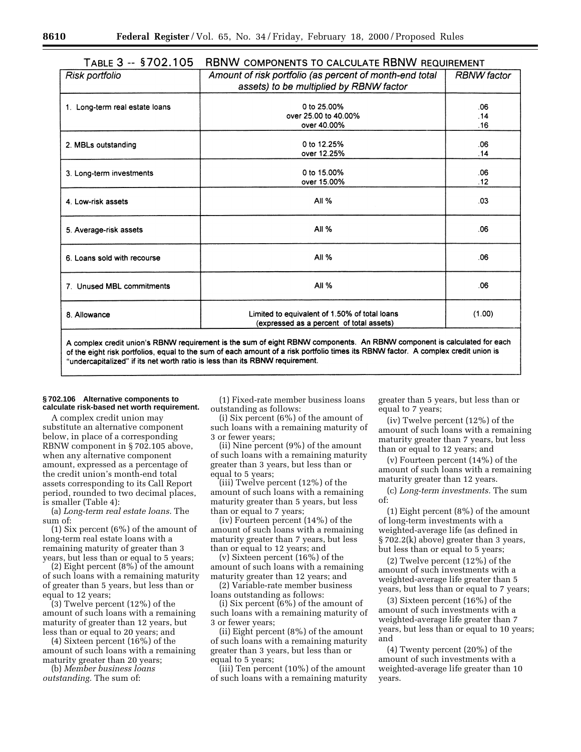TABLE 3 -- §702.105 RBNW COMPONENTS TO CALCULATE RBNW REQUIREMENT

| Risk portfolio | Amount of risk portfolio (as percent of month-end total assets) to be multiplied by RBNW factor | RBNW factor |
|---|---|---|
| 1. Long-term real estate loans | 0 to 25.00% | .06 |
| | over 25.00 to 40.00% | .14 |
| | over 40.00% | .16 |
| 2. MBLs outstanding | 0 to 12.25% | .06 |
| | over 12.25% | .14 |
| 3. Long-term investments | 0 to 15.00% | .06 |
| | over 15.00% | .12 |
| 4. Low-risk assets | All % | .03 |
| 5. Average-risk assets | All % | .06 |
| 6. Loans sold with recourse | All % | .06 |
| 7. Unused MBL commitments | All % | .06 |
| 8. Allowance | Limited to equivalent of 1.50% of total loans (expressed as a percent of total assets) | (1.00) |

A complex credit union's RBNW requirement is the sum of eight RBNW components. An RBNW component is calculated for each of the eight risk portfolios, equal to the sum of each amount of a risk portfolio times its RBNW factor. A complex credit union is "undercapitalized" if its net worth ratio is less than its RBNW requirement.

**§ 702.106 Alternative components to calculate risk-based net worth requirement.**

A complex credit union may substitute an alternative component below, in place of a corresponding RBNW component in § 702.105 above, when any alternative component amount, expressed as a percentage of the credit union's month-end total assets corresponding to its Call Report period, rounded to two decimal places, is smaller (Table 4):

(a) *Long-term real estate loans.* The sum of:

(1) Six percent (6%) of the amount of long-term real estate loans with a remaining maturity of greater than 3 years, but less than or equal to 5 years;

(2) Eight percent (8%) of the amount of such loans with a remaining maturity of greater than 5 years, but less than or equal to 12 years;

(3) Twelve percent (12%) of the amount of such loans with a remaining maturity of greater than 12 years, but less than or equal to 20 years; and

(4) Sixteen percent (16%) of the amount of such loans with a remaining maturity greater than 20 years;

(b) *Member business loans outstanding.* The sum of:

(1) Fixed-rate member business loans outstanding as follows:

(i) Six percent (6%) of the amount of such loans with a remaining maturity of 3 or fewer years;

(ii) Nine percent (9%) of the amount of such loans with a remaining maturity greater than 3 years, but less than or equal to 5 years;

(iii) Twelve percent (12%) of the amount of such loans with a remaining maturity greater than 5 years, but less than or equal to 7 years;

(iv) Fourteen percent (14%) of the amount of such loans with a remaining maturity greater than 7 years, but less than or equal to 12 years; and

(v) Sixteen percent (16%) of the amount of such loans with a remaining maturity greater than 12 years; and

(2) Variable-rate member business loans outstanding as follows:

(i) Six percent (6%) of the amount of such loans with a remaining maturity of 3 or fewer years;

(ii) Eight percent (8%) of the amount of such loans with a remaining maturity greater than 3 years, but less than or equal to 5 years;

(iii) Ten percent (10%) of the amount of such loans with a remaining maturity greater than 5 years, but less than or equal to 7 years;

(iv) Twelve percent (12%) of the amount of such loans with a remaining maturity greater than 7 years, but less than or equal to 12 years; and

(v) Fourteen percent (14%) of the amount of such loans with a remaining maturity greater than 12 years.

(c) *Long-term investments.* The sum of:

(1) Eight percent (8%) of the amount of long-term investments with a weighted-average life (as defined in § 702.2(k) above) greater than 3 years, but less than or equal to 5 years;

(2) Twelve percent (12%) of the amount of such investments with a weighted-average life greater than 5 years, but less than or equal to 7 years;

(3) Sixteen percent (16%) of the amount of such investments with a weighted-average life greater than 7 years, but less than or equal to 10 years; and

(4) Twenty percent (20%) of the amount of such investments with a weighted-average life greater than 10 years.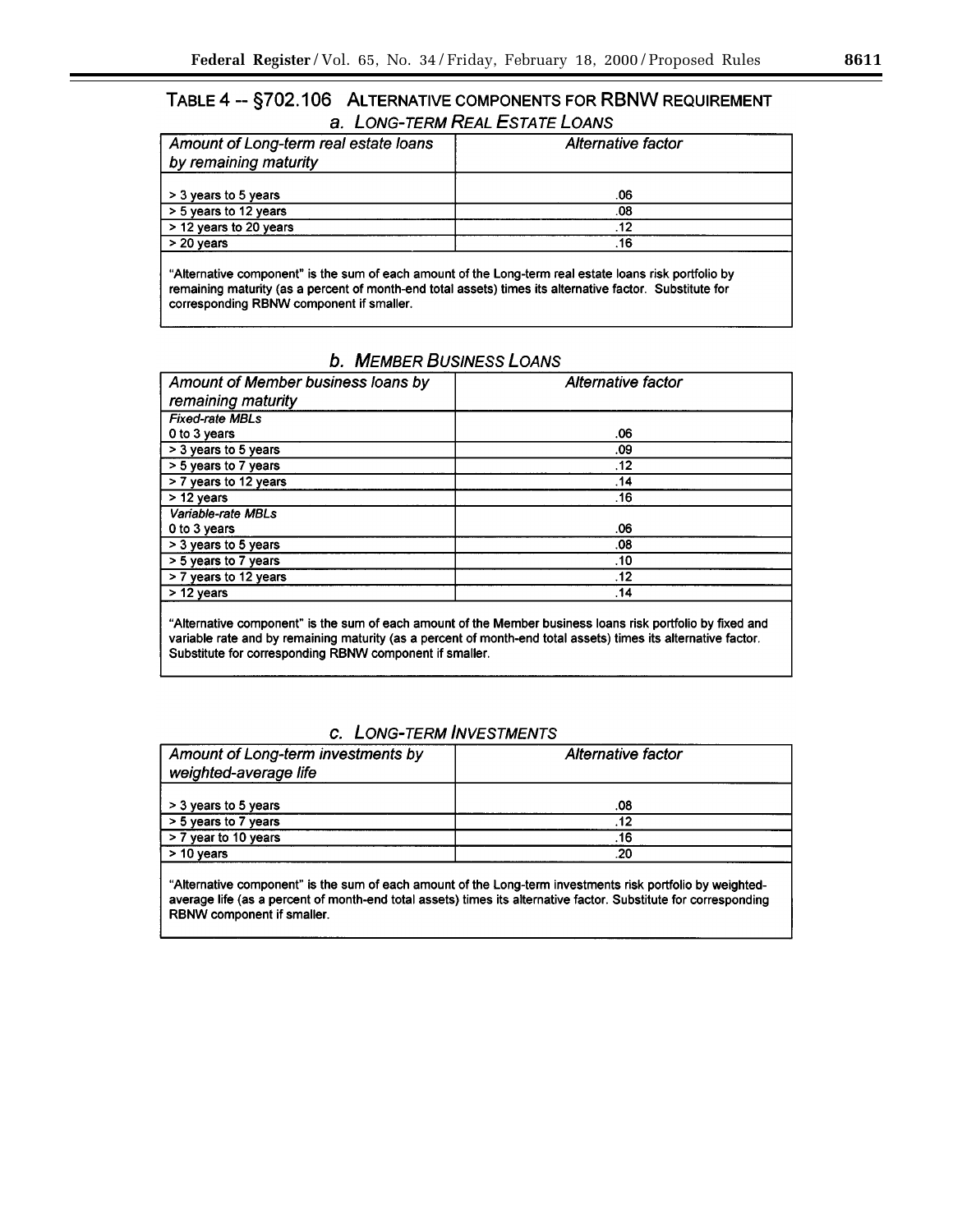# TABLE 4 -- §702.106 ALTERNATIVE COMPONENTS FOR RBNW REQUIREMENT

## a. LONG-TERM REAL ESTATE LOANS

| *Amount of Long-term real estate loans by remaining maturity* | *Alternative factor* |
|---|---|
| > 3 years to 5 years | .06 |
| > 5 years to 12 years | .08 |
| > 12 years to 20 years | .12 |
| > 20 years | .16 |

"Alternative component" is the sum of each amount of the Long-term real estate loans risk portfolio by remaining maturity (as a percent of month-end total assets) times its alternative factor. Substitute for corresponding RBNW component if smaller.

## b. MEMBER BUSINESS LOANS

| *Amount of Member business loans by remaining maturity* | *Alternative factor* |
|---|---|
| *Fixed-rate MBLs* | |
| 0 to 3 years | .06 |
| > 3 years to 5 years | .09 |
| > 5 years to 7 years | .12 |
| > 7 years to 12 years | .14 |
| > 12 years | .16 |
| *Variable-rate MBLs* | |
| 0 to 3 years | .06 |
| > 3 years to 5 years | .08 |
| > 5 years to 7 years | .10 |
| > 7 years to 12 years | .12 |
| > 12 years | .14 |

"Alternative component" is the sum of each amount of the Member business loans risk portfolio by fixed and variable rate and by remaining maturity (as a percent of month-end total assets) times its alternative factor. Substitute for corresponding RBNW component if smaller.

## c. LONG-TERM INVESTMENTS

| *Amount of Long-term investments by weighted-average life* | *Alternative factor* |
|---|---|
| > 3 years to 5 years | .08 |
| > 5 years to 7 years | .12 |
| > 7 year to 10 years | .16 |
| > 10 years | .20 |

"Alternative component" is the sum of each amount of the Long-term investments risk portfolio by weighted-average life (as a percent of month-end total assets) times its alternative factor. Substitute for corresponding RBNW component if smaller.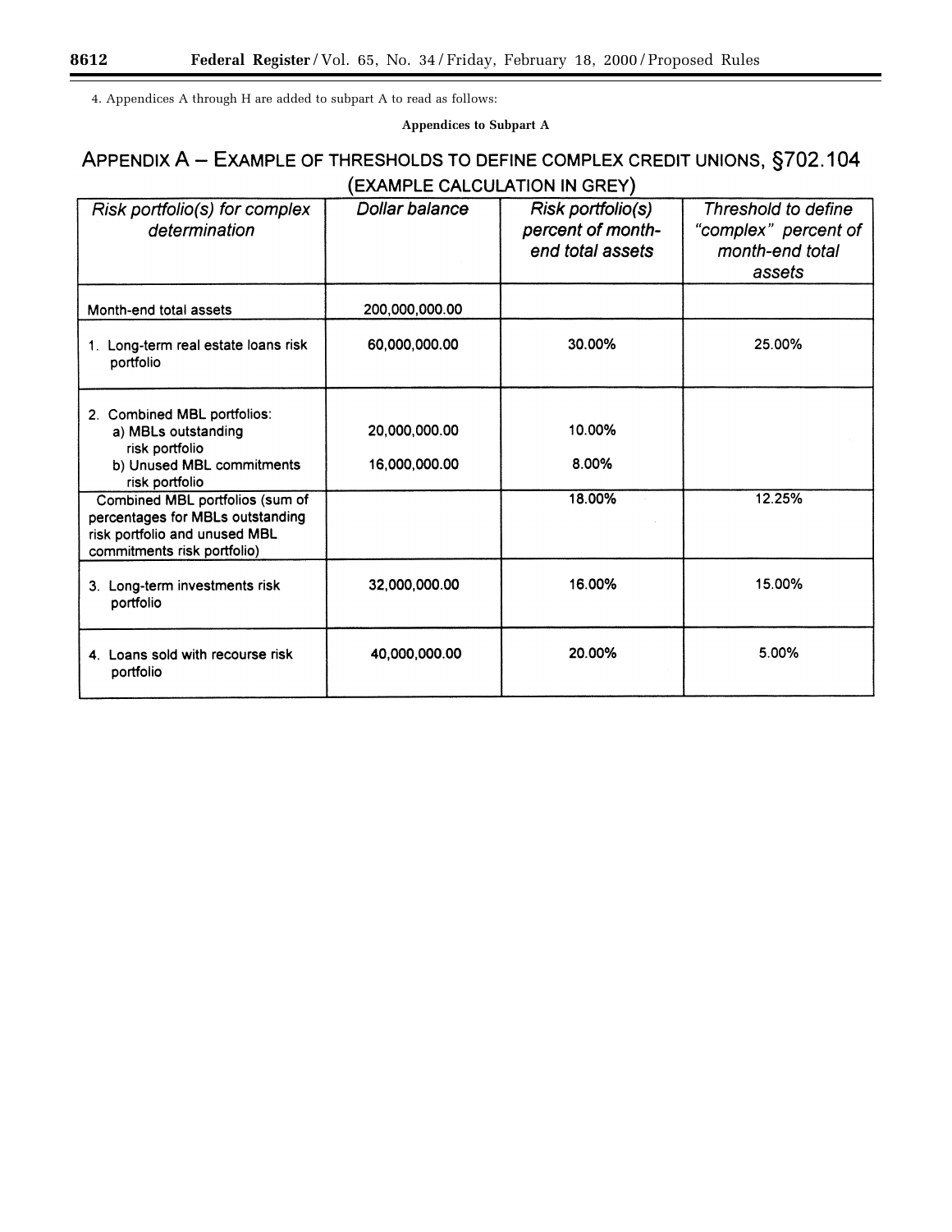4. Appendices A through H are added to subpart A to read as follows:

**Appendices to Subpart A**

## Appendix A – Example of Thresholds to Define Complex Credit Unions, §702.104 (Example Calculation in Grey)

| *Risk portfolio(s) for complex determination* | *Dollar balance* | *Risk portfolio(s) percent of month-end total assets* | *Threshold to define "complex" percent of month-end total assets* |
|---|---|---|---|
| Month-end total assets | 200,000,000.00 | | |
| 1. Long-term real estate loans risk portfolio | 60,000,000.00 | 30.00% | 25.00% |
| 2. Combined MBL portfolios: | | | |
| a) MBLs outstanding risk portfolio | 20,000,000.00 | 10.00% | |
| b) Unused MBL commitments risk portfolio | 16,000,000.00 | 8.00% | |
| Combined MBL portfolios (sum of percentages for MBLs outstanding risk portfolio and unused MBL commitments risk portfolio) | | 18.00% | 12.25% |
| 3. Long-term investments risk portfolio | 32,000,000.00 | 16.00% | 15.00% |
| 4. Loans sold with recourse risk portfolio | 40,000,000.00 | 20.00% | 5.00% |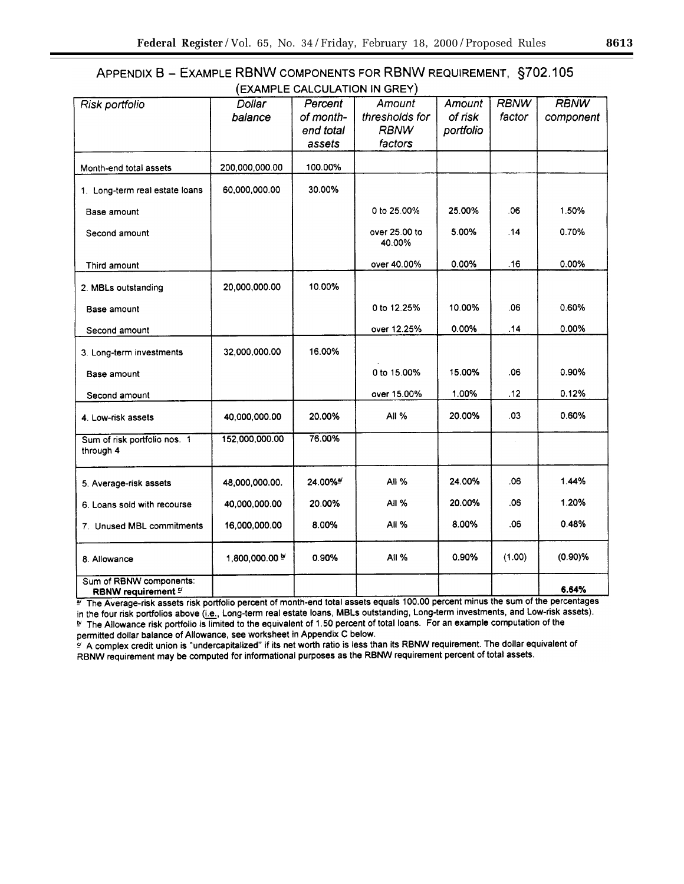## Appendix B – Example RBNW Components for RBNW Requirement, §702.105

(EXAMPLE CALCULATION IN GREY)

| *Risk portfolio* | *Dollar balance* | *Percent of month-end total assets* | *Amount thresholds for RBNW factors* | *Amount of risk portfolio* | *RBNW factor* | *RBNW component* |
|---|---|---|---|---|---|---|
| Month-end total assets | 200,000,000.00 | 100.00% | | | | |
| 1. Long-term real estate loans | 60,000,000.00 | 30.00% | | | | |
| Base amount | | | 0 to 25.00% | 25.00% | .06 | 1.50% |
| Second amount | | | over 25.00 to 40.00% | 5.00% | .14 | 0.70% |
| Third amount | | | over 40.00% | 0.00% | .16 | 0.00% |
| 2. MBLs outstanding | 20,000,000.00 | 10.00% | | | | |
| Base amount | | | 0 to 12.25% | 10.00% | .06 | 0.60% |
| Second amount | | | over 12.25% | 0.00% | .14 | 0.00% |
| 3. Long-term investments | 32,000,000.00 | 16.00% | | | | |
| Base amount | | | 0 to 15.00% | 15.00% | .06 | 0.90% |
| Second amount | | | over 15.00% | 1.00% | .12 | 0.12% |
| 4. Low-risk assets | 40,000,000.00 | 20.00% | All % | 20.00% | .03 | 0.60% |
| Sum of risk portfolio nos. 1 through 4 | 152,000,000.00 | 76.00% | | | | |
| 5. Average-risk assets | 48,000,000.00. | 24.00%[a] | All % | 24.00% | .06 | 1.44% |
| 6. Loans sold with recourse | 40,000,000.00 | 20.00% | All % | 20.00% | .06 | 1.20% |
| 7. Unused MBL commitments | 16,000,000.00 | 8.00% | All % | 8.00% | .06 | 0.48% |
| 8. Allowance | 1,800,000.00 [b] | 0.90% | All % | 0.90% | (1.00) | (0.90)% |
| Sum of RBNW components: **RBNW requirement** [c] | | | | | | **6.64%** |

[a] The Average-risk assets risk portfolio percent of month-end total assets equals 100.00 percent minus the sum of the percentages in the four risk portfolios above (i.e., Long-term real estate loans, MBLs outstanding, Long-term investments, and Low-risk assets).

[b] The Allowance risk portfolio is limited to the equivalent of 1.50 percent of total loans. For an example computation of the permitted dollar balance of Allowance, see worksheet in Appendix C below.

[c] A complex credit union is "undercapitalized" if its net worth ratio is less than its RBNW requirement. The dollar equivalent of RBNW requirement may be computed for informational purposes as the RBNW requirement percent of total assets.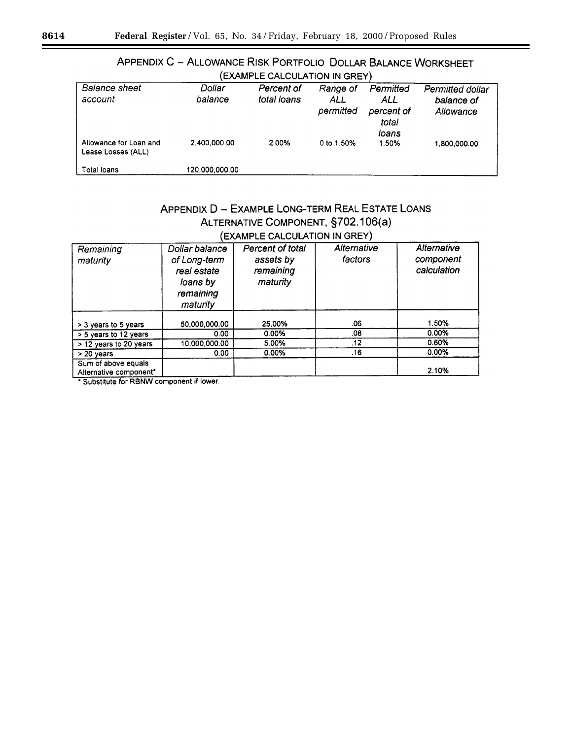## APPENDIX C – ALLOWANCE RISK PORTFOLIO DOLLAR BALANCE WORKSHEET

(EXAMPLE CALCULATION IN GREY)

| *Balance sheet account* | *Dollar balance* | *Percent of total loans* | *Range of ALL permitted* | *Permitted ALL percent of total loans* | *Permitted dollar balance of Allowance* |
|---|---|---|---|---|---|
| Allowance for Loan and Lease Losses (ALL) | 2,400,000.00 | 2.00% | 0 to 1.50% | 1.50% | 1,800,000.00 |
| Total loans | 120,000,000.00 | | | | |

## APPENDIX D – EXAMPLE LONG-TERM REAL ESTATE LOANS ALTERNATIVE COMPONENT, §702.106(a)

(EXAMPLE CALCULATION IN GREY)

| *Remaining maturity* | *Dollar balance of Long-term real estate loans by remaining maturity* | *Percent of total assets by remaining maturity* | *Alternative factors* | *Alternative component calculation* |
|---|---|---|---|---|
| > 3 years to 5 years | 50,000,000.00 | 25.00% | .06 | 1.50% |
| > 5 years to 12 years | 0.00 | 0.00% | .08 | 0.00% |
| > 12 years to 20 years | 10,000,000.00 | 5.00% | .12 | 0.60% |
| > 20 years | 0.00 | 0.00% | .16 | 0.00% |
| Sum of above equals Alternative component* | | | | 2.10% |

* Substitute for RBNW component if lower.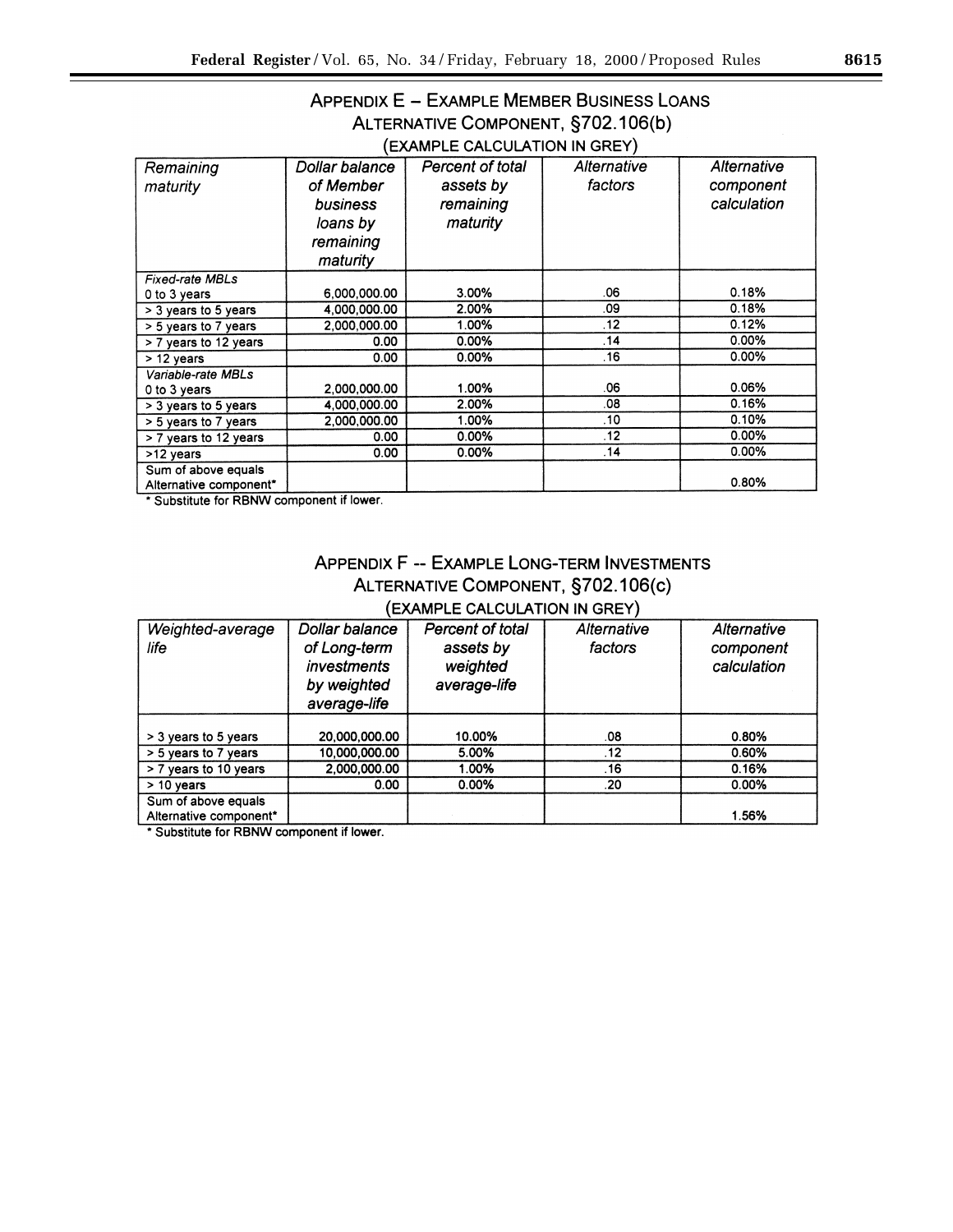## APPENDIX E – EXAMPLE MEMBER BUSINESS LOANS ALTERNATIVE COMPONENT, §702.106(b)

(EXAMPLE CALCULATION IN GREY)

| Remaining maturity | Dollar balance of Member business loans by remaining maturity | Percent of total assets by remaining maturity | Alternative factors | Alternative component calculation |
|---|---|---|---|---|
| *Fixed-rate MBLs* | | | | |
| 0 to 3 years | 6,000,000.00 | 3.00% | .06 | 0.18% |
| > 3 years to 5 years | 4,000,000.00 | 2.00% | .09 | 0.18% |
| > 5 years to 7 years | 2,000,000.00 | 1.00% | .12 | 0.12% |
| > 7 years to 12 years | 0.00 | 0.00% | .14 | 0.00% |
| > 12 years | 0.00 | 0.00% | .16 | 0.00% |
| *Variable-rate MBLs* | | | | |
| 0 to 3 years | 2,000,000.00 | 1.00% | .06 | 0.06% |
| > 3 years to 5 years | 4,000,000.00 | 2.00% | .08 | 0.16% |
| > 5 years to 7 years | 2,000,000.00 | 1.00% | .10 | 0.10% |
| > 7 years to 12 years | 0.00 | 0.00% | .12 | 0.00% |
| >12 years | 0.00 | 0.00% | .14 | 0.00% |
| Sum of above equals Alternative component* | | | | 0.80% |

* Substitute for RBNW component if lower.

## APPENDIX F -- EXAMPLE LONG-TERM INVESTMENTS ALTERNATIVE COMPONENT, §702.106(c)

(EXAMPLE CALCULATION IN GREY)

| Weighted-average life | Dollar balance of Long-term investments by weighted average-life | Percent of total assets by weighted average-life | Alternative factors | Alternative component calculation |
|---|---|---|---|---|
| > 3 years to 5 years | 20,000,000.00 | 10.00% | .08 | 0.80% |
| > 5 years to 7 years | 10,000,000.00 | 5.00% | .12 | 0.60% |
| > 7 years to 10 years | 2,000,000.00 | 1.00% | .16 | 0.16% |
| > 10 years | 0.00 | 0.00% | .20 | 0.00% |
| Sum of above equals Alternative component* | | | | 1.56% |

* Substitute for RBNW component if lower.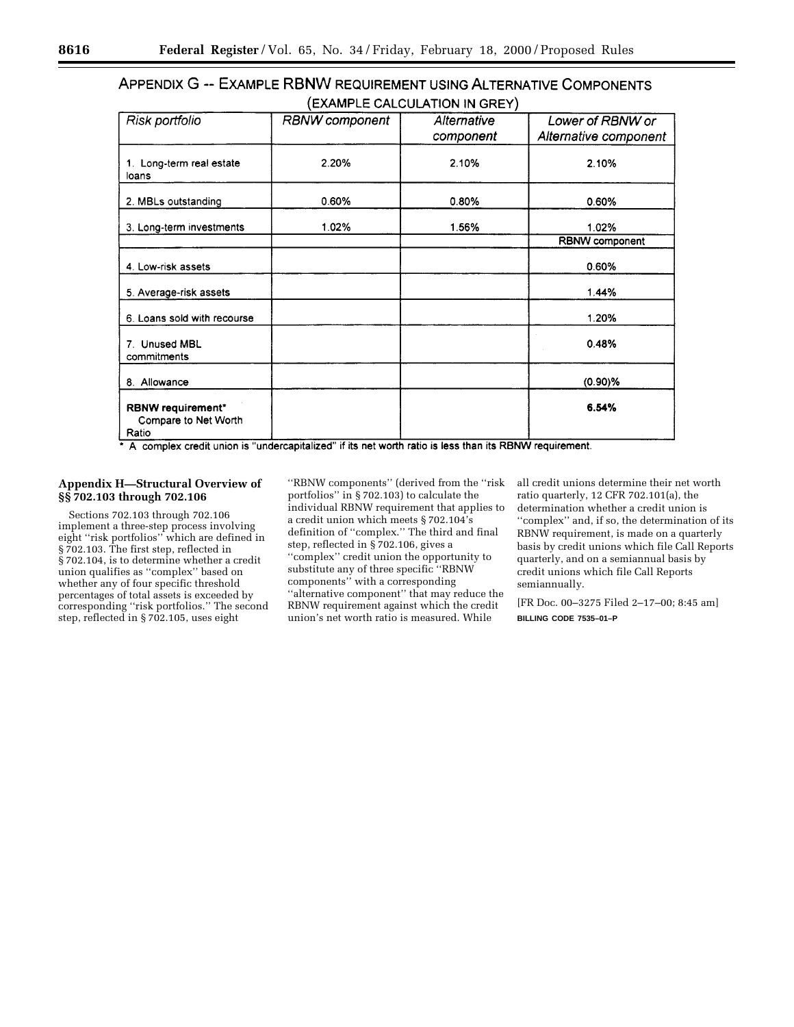## Appendix G -- Example RBNW requirement using Alternative Components

(Example calculation in grey)

| Risk portfolio | RBNW component | Alternative component | Lower of RBNW or Alternative component |
|---|---|---|---|
| 1. Long-term real estate loans | 2.20% | 2.10% | 2.10% |
| 2. MBLs outstanding | 0.60% | 0.80% | 0.60% |
| 3. Long-term investments | 1.02% | 1.56% | 1.02% |
| | | | RBNW component |
| 4. Low-risk assets | | | 0.60% |
| 5. Average-risk assets | | | 1.44% |
| 6. Loans sold with recourse | | | 1.20% |
| 7. Unused MBL commitments | | | 0.48% |
| 8. Allowance | | | (0.90)% |
| **RBNW requirement*** Compare to Net Worth Ratio | | | **6.54%** |

* A complex credit union is "undercapitalized" if its net worth ratio is less than its RBNW requirement.

## Appendix H—Structural Overview of §§ 702.103 through 702.106

Sections 702.103 through 702.106 implement a three-step process involving eight ''risk portfolios'' which are defined in § 702.103. The first step, reflected in § 702.104, is to determine whether a credit union qualifies as ''complex'' based on whether any of four specific threshold percentages of total assets is exceeded by corresponding ''risk portfolios.'' The second step, reflected in § 702.105, uses eight ''RBNW components'' (derived from the ''risk portfolios'' in § 702.103) to calculate the individual RBNW requirement that applies to a credit union which meets § 702.104's definition of ''complex.'' The third and final step, reflected in § 702.106, gives a ''complex'' credit union the opportunity to substitute any of three specific ''RBNW components'' with a corresponding ''alternative component'' that may reduce the RBNW requirement against which the credit union's net worth ratio is measured. While all credit unions determine their net worth ratio quarterly, 12 CFR 702.101(a), the determination whether a credit union is ''complex'' and, if so, the determination of its RBNW requirement, is made on a quarterly basis by credit unions which file Call Reports quarterly, and on a semiannual basis by credit unions which file Call Reports semiannually.

[FR Doc. 00–3275 Filed 2–17–00; 8:45 am]

BILLING CODE 7535–01–P